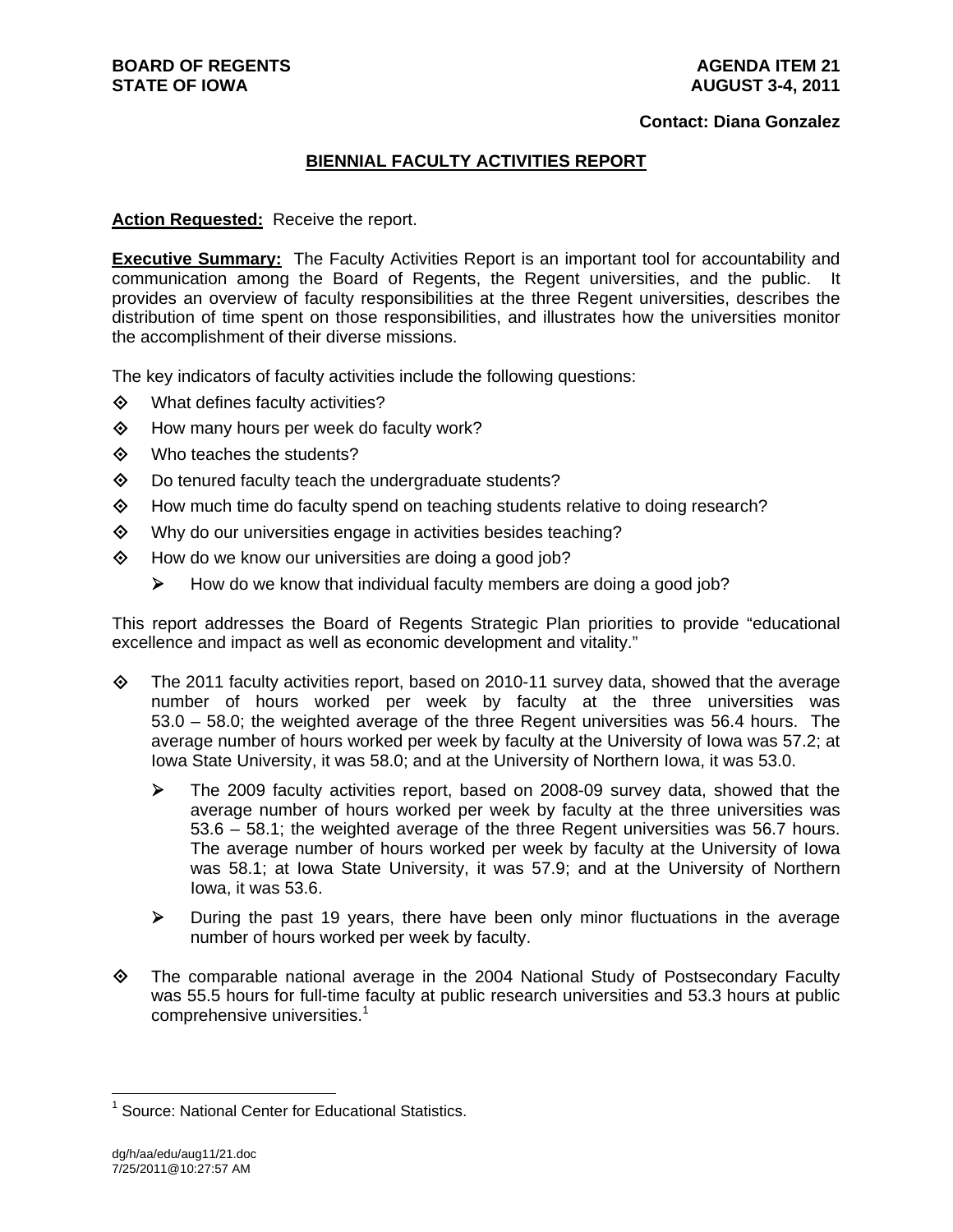**BOARD OF REGENTS**
**STATE OF IOWA**

**AGENDA ITEM 21**
**AUGUST 3-4, 2011**

**Contact: Diana Gonzalez**

## BIENNIAL FACULTY ACTIVITIES REPORT

**Action Requested:** Receive the report.

**Executive Summary:** The Faculty Activities Report is an important tool for accountability and communication among the Board of Regents, the Regent universities, and the public. It provides an overview of faculty responsibilities at the three Regent universities, describes the distribution of time spent on those responsibilities, and illustrates how the universities monitor the accomplishment of their diverse missions.

The key indicators of faculty activities include the following questions:

- What defines faculty activities?
- How many hours per week do faculty work?
- Who teaches the students?
- Do tenured faculty teach the undergraduate students?
- How much time do faculty spend on teaching students relative to doing research?
- Why do our universities engage in activities besides teaching?
- How do we know our universities are doing a good job?
  - How do we know that individual faculty members are doing a good job?

This report addresses the Board of Regents Strategic Plan priorities to provide "educational excellence and impact as well as economic development and vitality."

- The 2011 faculty activities report, based on 2010-11 survey data, showed that the average number of hours worked per week by faculty at the three universities was 53.0 – 58.0; the weighted average of the three Regent universities was 56.4 hours. The average number of hours worked per week by faculty at the University of Iowa was 57.2; at Iowa State University, it was 58.0; and at the University of Northern Iowa, it was 53.0.
  - The 2009 faculty activities report, based on 2008-09 survey data, showed that the average number of hours worked per week by faculty at the three universities was 53.6 – 58.1; the weighted average of the three Regent universities was 56.7 hours. The average number of hours worked per week by faculty at the University of Iowa was 58.1; at Iowa State University, it was 57.9; and at the University of Northern Iowa, it was 53.6.
  - During the past 19 years, there have been only minor fluctuations in the average number of hours worked per week by faculty.
- The comparable national average in the 2004 National Study of Postsecondary Faculty was 55.5 hours for full-time faculty at public research universities and 53.3 hours at public comprehensive universities.[1]

[1] Source: National Center for Educational Statistics.

dg/h/aa/edu/aug11/21.doc
7/25/2011@10:27:57 AM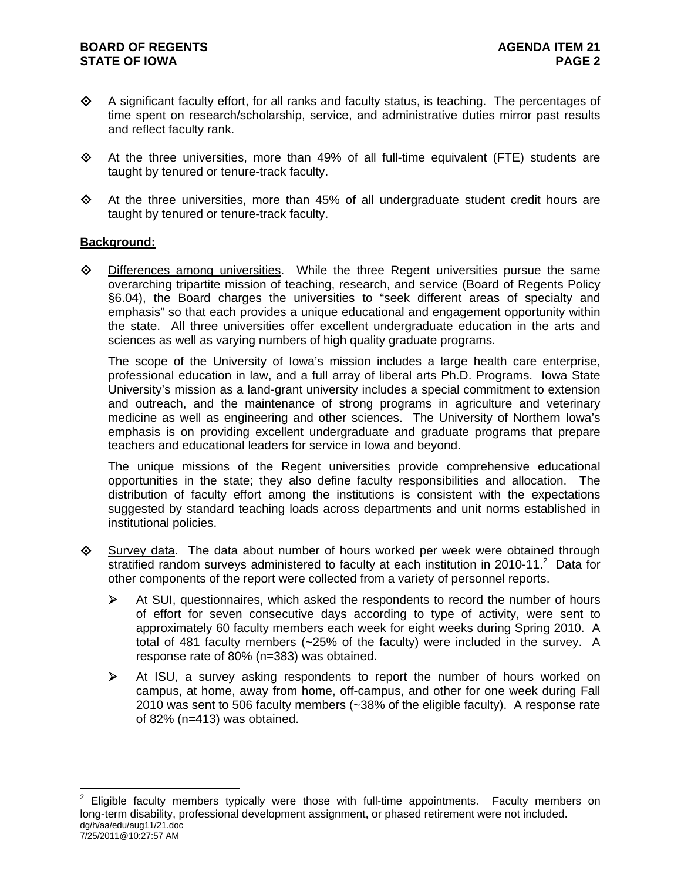- ◇ A significant faculty effort, for all ranks and faculty status, is teaching. The percentages of time spent on research/scholarship, service, and administrative duties mirror past results and reflect faculty rank.

- ◇ At the three universities, more than 49% of all full-time equivalent (FTE) students are taught by tenured or tenure-track faculty.

- ◇ At the three universities, more than 45% of all undergraduate student credit hours are taught by tenured or tenure-track faculty.

**Background:**

- ◇ Differences among universities. While the three Regent universities pursue the same overarching tripartite mission of teaching, research, and service (Board of Regents Policy §6.04), the Board charges the universities to "seek different areas of specialty and emphasis" so that each provides a unique educational and engagement opportunity within the state. All three universities offer excellent undergraduate education in the arts and sciences as well as varying numbers of high quality graduate programs.

  The scope of the University of Iowa's mission includes a large health care enterprise, professional education in law, and a full array of liberal arts Ph.D. Programs. Iowa State University's mission as a land-grant university includes a special commitment to extension and outreach, and the maintenance of strong programs in agriculture and veterinary medicine as well as engineering and other sciences. The University of Northern Iowa's emphasis is on providing excellent undergraduate and graduate programs that prepare teachers and educational leaders for service in Iowa and beyond.

  The unique missions of the Regent universities provide comprehensive educational opportunities in the state; they also define faculty responsibilities and allocation. The distribution of faculty effort among the institutions is consistent with the expectations suggested by standard teaching loads across departments and unit norms established in institutional policies.

- ◇ Survey data. The data about number of hours worked per week were obtained through stratified random surveys administered to faculty at each institution in 2010-11.[2] Data for other components of the report were collected from a variety of personnel reports.

  - ➢ At SUI, questionnaires, which asked the respondents to record the number of hours of effort for seven consecutive days according to type of activity, were sent to approximately 60 faculty members each week for eight weeks during Spring 2010. A total of 481 faculty members (~25% of the faculty) were included in the survey. A response rate of 80% (n=383) was obtained.

  - ➢ At ISU, a survey asking respondents to report the number of hours worked on campus, at home, away from home, off-campus, and other for one week during Fall 2010 was sent to 506 faculty members (~38% of the eligible faculty). A response rate of 82% (n=413) was obtained.

---

[2] Eligible faculty members typically were those with full-time appointments. Faculty members on long-term disability, professional development assignment, or phased retirement were not included.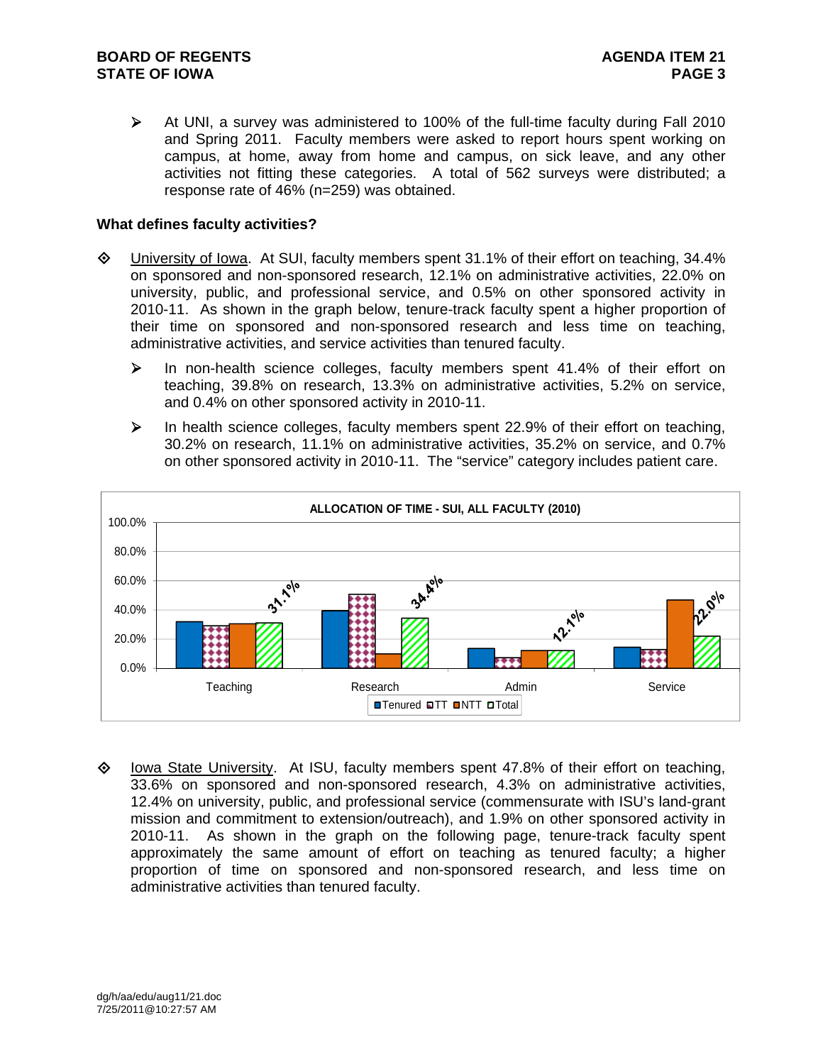- At UNI, a survey was administered to 100% of the full-time faculty during Fall 2010 and Spring 2011. Faculty members were asked to report hours spent working on campus, at home, away from home and campus, on sick leave, and any other activities not fitting these categories. A total of 562 surveys were distributed; a response rate of 46% (n=259) was obtained.

**What defines faculty activities?**

- University of Iowa. At SUI, faculty members spent 31.1% of their effort on teaching, 34.4% on sponsored and non-sponsored research, 12.1% on administrative activities, 22.0% on university, public, and professional service, and 0.5% on other sponsored activity in 2010-11. As shown in the graph below, tenure-track faculty spent a higher proportion of their time on sponsored and non-sponsored research and less time on teaching, administrative activities, and service activities than tenured faculty.
  - In non-health science colleges, faculty members spent 41.4% of their effort on teaching, 39.8% on research, 13.3% on administrative activities, 5.2% on service, and 0.4% on other sponsored activity in 2010-11.
  - In health science colleges, faculty members spent 22.9% of their effort on teaching, 30.2% on research, 11.1% on administrative activities, 35.2% on service, and 0.7% on other sponsored activity in 2010-11. The "service" category includes patient care.

**ALLOCATION OF TIME - SUI, ALL FACULTY (2010)**

| | Teaching | Research | Admin | Service |
|---|---|---|---|---|
| Total | 31.1% | 34.4% | 12.1% | 22.0% |

(Legend: Tenured, TT, NTT, Total)

- Iowa State University. At ISU, faculty members spent 47.8% of their effort on teaching, 33.6% on sponsored and non-sponsored research, 4.3% on administrative activities, 12.4% on university, public, and professional service (commensurate with ISU's land-grant mission and commitment to extension/outreach), and 1.9% on other sponsored activity in 2010-11. As shown in the graph on the following page, tenure-track faculty spent approximately the same amount of effort on teaching as tenured faculty; a higher proportion of time on sponsored and non-sponsored research, and less time on administrative activities than tenured faculty.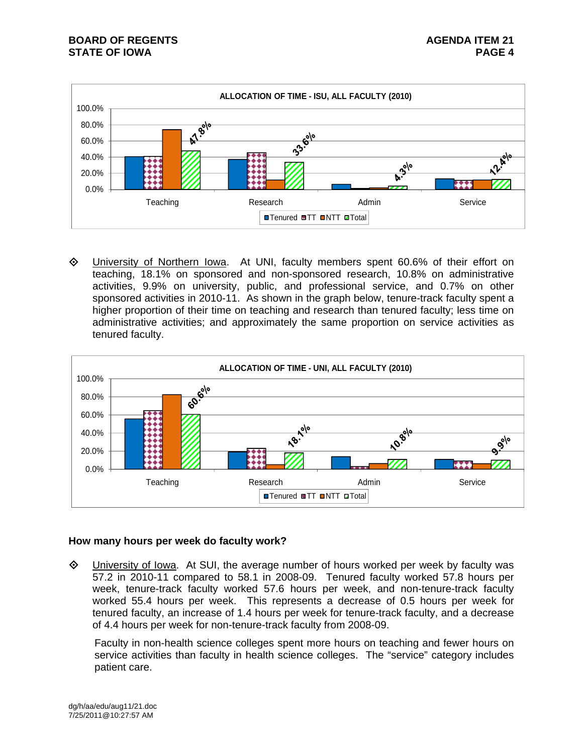**ALLOCATION OF TIME - ISU, ALL FACULTY (2010)**

| | Tenured | TT | NTT | Total |
|---|---|---|---|---|
| Teaching | | | | 47.8% |
| Research | | | | 33.6% |
| Admin | | | | 4.3% |
| Service | | | | 12.4% |

- University of Northern Iowa. At UNI, faculty members spent 60.6% of their effort on teaching, 18.1% on sponsored and non-sponsored research, 10.8% on administrative activities, 9.9% on university, public, and professional service, and 0.7% on other sponsored activities in 2010-11. As shown in the graph below, tenure-track faculty spent a higher proportion of their time on teaching and research than tenured faculty; less time on administrative activities; and approximately the same proportion on service activities as tenured faculty.

**ALLOCATION OF TIME - UNI, ALL FACULTY (2010)**

| | Tenured | TT | NTT | Total |
|---|---|---|---|---|
| Teaching | | | | 60.6% |
| Research | | | | 18.1% |
| Admin | | | | 10.8% |
| Service | | | | 9.9% |

### How many hours per week do faculty work?

- University of Iowa. At SUI, the average number of hours worked per week by faculty was 57.2 in 2010-11 compared to 58.1 in 2008-09. Tenured faculty worked 57.8 hours per week, tenure-track faculty worked 57.6 hours per week, and non-tenure-track faculty worked 55.4 hours per week. This represents a decrease of 0.5 hours per week for tenured faculty, an increase of 1.4 hours per week for tenure-track faculty, and a decrease of 4.4 hours per week for non-tenure-track faculty from 2008-09.

  Faculty in non-health science colleges spent more hours on teaching and fewer hours on service activities than faculty in health science colleges. The "service" category includes patient care.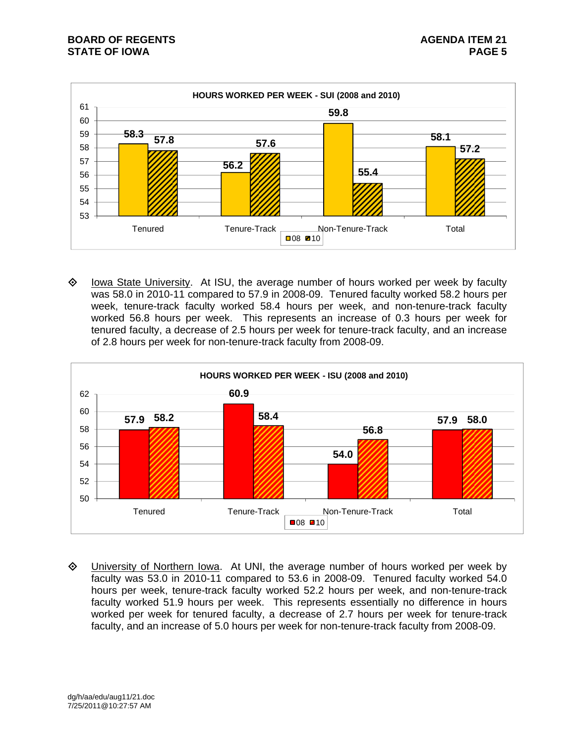**HOURS WORKED PER WEEK - SUI (2008 and 2010)**

| | 08 | 10 |
|---|---|---|
| Tenured | 58.3 | 57.8 |
| Tenure-Track | 56.2 | 57.6 |
| Non-Tenure-Track | 59.8 | 55.4 |
| Total | 58.1 | 57.2 |

- Iowa State University. At ISU, the average number of hours worked per week by faculty was 58.0 in 2010-11 compared to 57.9 in 2008-09. Tenured faculty worked 58.2 hours per week, tenure-track faculty worked 58.4 hours per week, and non-tenure-track faculty worked 56.8 hours per week. This represents an increase of 0.3 hours per week for tenured faculty, a decrease of 2.5 hours per week for tenure-track faculty, and an increase of 2.8 hours per week for non-tenure-track faculty from 2008-09.

**HOURS WORKED PER WEEK - ISU (2008 and 2010)**

| | 08 | 10 |
|---|---|---|
| Tenured | 57.9 | 58.2 |
| Tenure-Track | 60.9 | 58.4 |
| Non-Tenure-Track | 54.0 | 56.8 |
| Total | 57.9 | 58.0 |

- University of Northern Iowa. At UNI, the average number of hours worked per week by faculty was 53.0 in 2010-11 compared to 53.6 in 2008-09. Tenured faculty worked 54.0 hours per week, tenure-track faculty worked 52.2 hours per week, and non-tenure-track faculty worked 51.9 hours per week. This represents essentially no difference in hours worked per week for tenured faculty, a decrease of 2.7 hours per week for tenure-track faculty, and an increase of 5.0 hours per week for non-tenure-track faculty from 2008-09.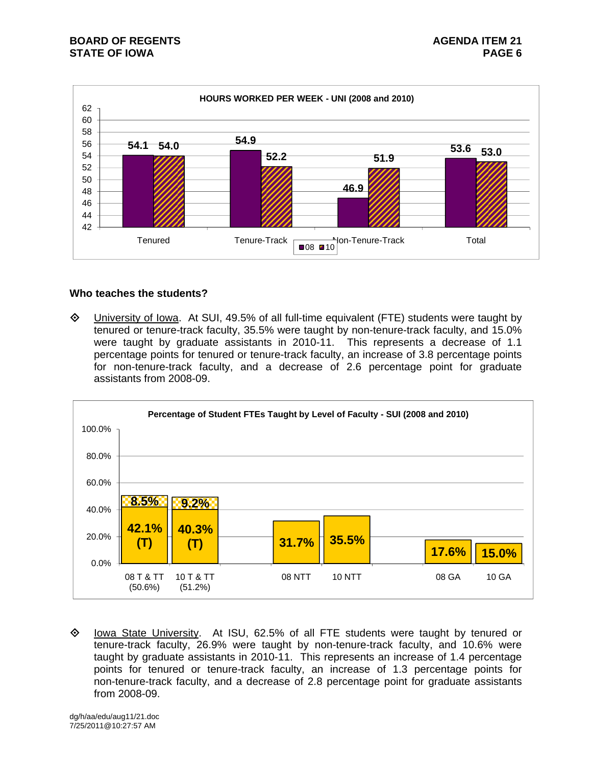**HOURS WORKED PER WEEK - UNI (2008 and 2010)**

| | 08 | 10 |
|---|---|---|
| Tenured | 54.1 | 54.0 |
| Tenure-Track | 54.9 | 52.2 |
| Non-Tenure-Track | 46.9 | 51.9 |
| Total | 53.6 | 53.0 |

## Who teaches the students?

- University of Iowa. At SUI, 49.5% of all full-time equivalent (FTE) students were taught by tenured or tenure-track faculty, 35.5% were taught by non-tenure-track faculty, and 15.0% were taught by graduate assistants in 2010-11. This represents a decrease of 1.1 percentage points for tenured or tenure-track faculty, an increase of 3.8 percentage points for non-tenure-track faculty, and a decrease of 2.6 percentage point for graduate assistants from 2008-09.

**Percentage of Student FTEs Taught by Level of Faculty - SUI (2008 and 2010)**

| | Value |
|---|---|
| 08 T & TT (50.6%) | 42.1% (T) + 8.5% |
| 10 T & TT (51.2%) | 40.3% (T) + 9.2% |
| 08 NTT | 31.7% |
| 10 NTT | 35.5% |
| 08 GA | 17.6% |
| 10 GA | 15.0% |

- Iowa State University. At ISU, 62.5% of all FTE students were taught by tenured or tenure-track faculty, 26.9% were taught by non-tenure-track faculty, and 10.6% were taught by graduate assistants in 2010-11. This represents an increase of 1.4 percentage points for tenured or tenure-track faculty, an increase of 1.3 percentage points for non-tenure-track faculty, and a decrease of 2.8 percentage point for graduate assistants from 2008-09.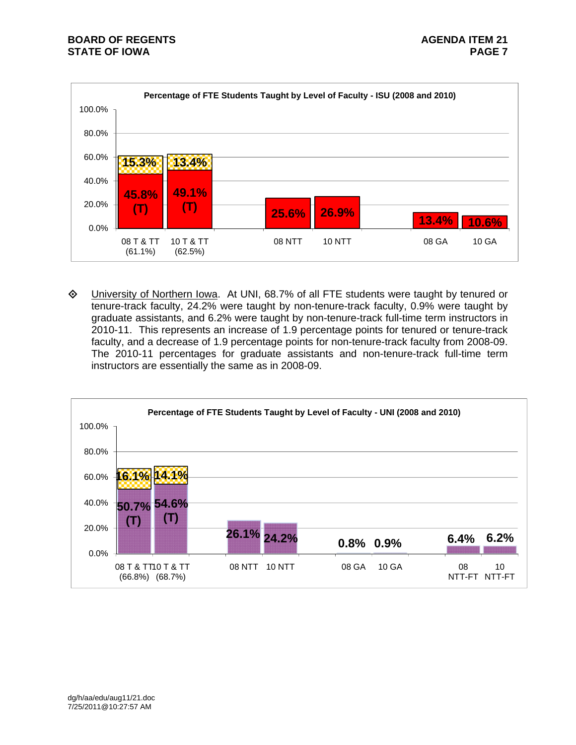**Percentage of FTE Students Taught by Level of Faculty - ISU (2008 and 2010)**

| Category | Tenured (T) | Tenure-Track | Total |
|---|---|---|---|
| 08 T & TT (61.1%) | 45.8% | 15.3% | 61.1% |
| 10 T & TT (62.5%) | 49.1% | 13.4% | 62.5% |
| 08 NTT | | | 25.6% |
| 10 NTT | | | 26.9% |
| 08 GA | | | 13.4% |
| 10 GA | | | 10.6% |

- University of Northern Iowa. At UNI, 68.7% of all FTE students were taught by tenured or tenure-track faculty, 24.2% were taught by non-tenure-track faculty, 0.9% were taught by graduate assistants, and 6.2% were taught by non-tenure-track full-time term instructors in 2010-11. This represents an increase of 1.9 percentage points for tenured or tenure-track faculty, and a decrease of 1.9 percentage points for non-tenure-track faculty from 2008-09. The 2010-11 percentages for graduate assistants and non-tenure-track full-time term instructors are essentially the same as in 2008-09.

**Percentage of FTE Students Taught by Level of Faculty - UNI (2008 and 2010)**

| Category | Tenured (T) | Tenure-Track | Total |
|---|---|---|---|
| 08 T & TT (66.8%) | 50.7% | 16.1% | 66.8% |
| 10 T & TT (68.7%) | 54.6% | 14.1% | 68.7% |
| 08 NTT | | | 26.1% |
| 10 NTT | | | 24.2% |
| 08 GA | | | 0.8% |
| 10 GA | | | 0.9% |
| 08 NTT-FT | | | 6.4% |
| 10 NTT-FT | | | 6.2% |

dg/h/aa/edu/aug11/21.doc
7/25/2011@10:27:57 AM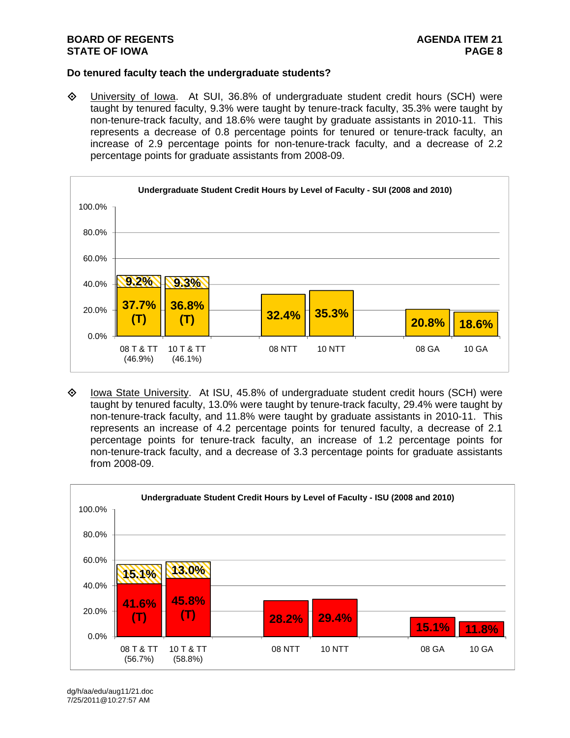### Do tenured faculty teach the undergraduate students?

- University of Iowa. At SUI, 36.8% of undergraduate student credit hours (SCH) were taught by tenured faculty, 9.3% were taught by tenure-track faculty, 35.3% were taught by non-tenure-track faculty, and 18.6% were taught by graduate assistants in 2010-11. This represents a decrease of 0.8 percentage points for tenured or tenure-track faculty, an increase of 2.9 percentage points for non-tenure-track faculty, and a decrease of 2.2 percentage points for graduate assistants from 2008-09.

**Undergraduate Student Credit Hours by Level of Faculty - SUI (2008 and 2010)**

| Category | Tenured (T) | Tenure-Track | Total |
|---|---|---|---|
| 08 T & TT | 37.7% | 9.2% | 46.9% |
| 10 T & TT | 36.8% | 9.3% | 46.1% |
| 08 NTT | | | 32.4% |
| 10 NTT | | | 35.3% |
| 08 GA | | | 20.8% |
| 10 GA | | | 18.6% |

- Iowa State University. At ISU, 45.8% of undergraduate student credit hours (SCH) were taught by tenured faculty, 13.0% were taught by tenure-track faculty, 29.4% were taught by non-tenure-track faculty, and 11.8% were taught by graduate assistants in 2010-11. This represents an increase of 4.2 percentage points for tenured faculty, a decrease of 2.1 percentage points for tenure-track faculty, an increase of 1.2 percentage points for non-tenure-track faculty, and a decrease of 3.3 percentage points for graduate assistants from 2008-09.

**Undergraduate Student Credit Hours by Level of Faculty - ISU (2008 and 2010)**

| Category | Tenured (T) | Tenure-Track | Total |
|---|---|---|---|
| 08 T & TT | 41.6% | 15.1% | 56.7% |
| 10 T & TT | 45.8% | 13.0% | 58.8% |
| 08 NTT | | | 28.2% |
| 10 NTT | | | 29.4% |
| 08 GA | | | 15.1% |
| 10 GA | | | 11.8% |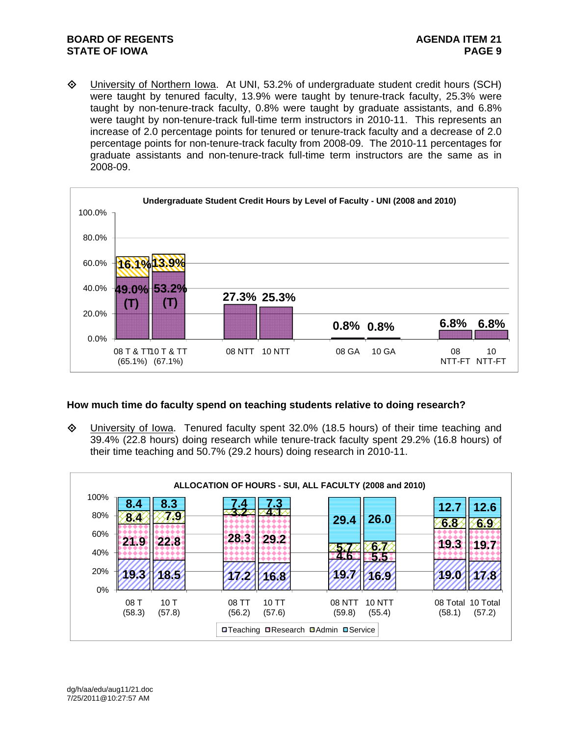- University of Northern Iowa. At UNI, 53.2% of undergraduate student credit hours (SCH) were taught by tenured faculty, 13.9% were taught by tenure-track faculty, 25.3% were taught by non-tenure-track faculty, 0.8% were taught by graduate assistants, and 6.8% were taught by non-tenure-track full-time term instructors in 2010-11. This represents an increase of 2.0 percentage points for tenured or tenure-track faculty and a decrease of 2.0 percentage points for non-tenure-track faculty from 2008-09. The 2010-11 percentages for graduate assistants and non-tenure-track full-time term instructors are the same as in 2008-09.

**Undergraduate Student Credit Hours by Level of Faculty - UNI (2008 and 2010)**

| | 08 T & TT (65.1%) | 10 T & TT (67.1%) | 08 NTT | 10 NTT | 08 GA | 10 GA | 08 NTT-FT | 10 NTT-FT |
|---|---|---|---|---|---|---|---|---|
| Tenured (T) | 49.0% | 53.2% | | | | | | |
| Tenure-track | 16.1% | 13.9% | | | | | | |
| Total | 65.1% | 67.1% | 27.3% | 25.3% | 0.8% | 0.8% | 6.8% | 6.8% |

**How much time do faculty spend on teaching students relative to doing research?**

- University of Iowa. Tenured faculty spent 32.0% (18.5 hours) of their time teaching and 39.4% (22.8 hours) doing research while tenure-track faculty spent 29.2% (16.8 hours) of their time teaching and 50.7% (29.2 hours) doing research in 2010-11.

**ALLOCATION OF HOURS - SUI, ALL FACULTY (2008 and 2010)**

| | 08 T (58.3) | 10 T (57.8) | 08 TT (56.2) | 10 TT (57.6) | 08 NTT (59.8) | 10 NTT (55.4) | 08 Total (58.1) | 10 Total (57.2) |
|---|---|---|---|---|---|---|---|---|
| Teaching | 19.3 | 18.5 | 17.2 | 16.8 | 19.7 | 16.9 | 19.0 | 17.8 |
| Research | 21.9 | 22.8 | 28.3 | 29.2 | 4.6 | 5.5 | 19.3 | 19.7 |
| Admin | 8.4 | 7.9 | 3.2 | 4.1 | 5.7 | 6.7 | 6.8 | 6.9 |
| Service | 8.4 | 8.3 | 7.4 | 7.3 | 29.4 | 26.0 | 12.7 | 12.6 |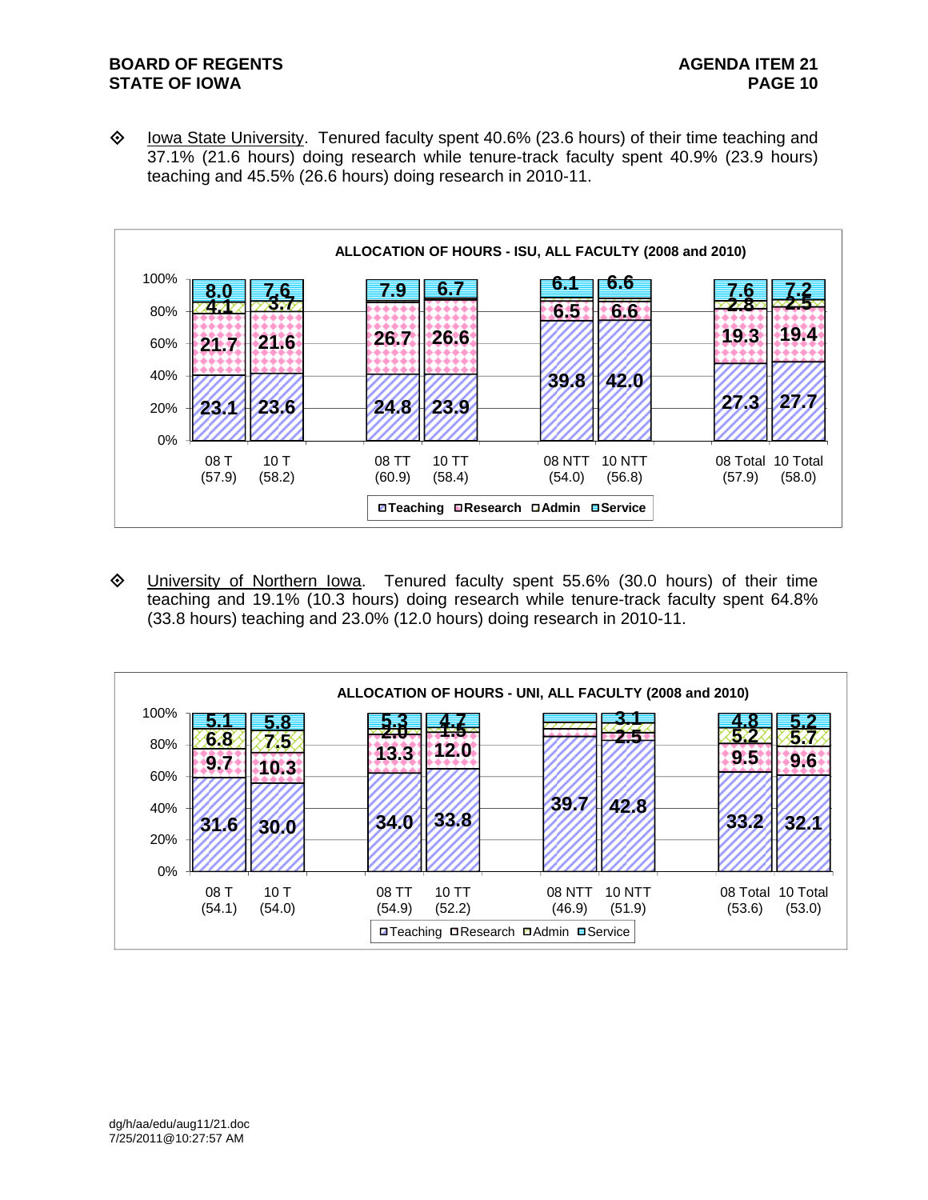- Iowa State University. Tenured faculty spent 40.6% (23.6 hours) of their time teaching and 37.1% (21.6 hours) doing research while tenure-track faculty spent 40.9% (23.9 hours) teaching and 45.5% (26.6 hours) doing research in 2010-11.

**ALLOCATION OF HOURS - ISU, ALL FACULTY (2008 and 2010)**

| | 08 T (57.9) | 10 T (58.2) | 08 TT (60.9) | 10 TT (58.4) | 08 NTT (54.0) | 10 NTT (56.8) | 08 Total (57.9) | 10 Total (58.0) |
|---|---|---|---|---|---|---|---|---|
| Teaching | 23.1 | 23.6 | 24.8 | 23.9 | 39.8 | 42.0 | 27.3 | 27.7 |
| Research | 21.7 | 21.6 | 26.7 | 26.6 | 6.5 | 6.6 | 19.3 | 19.4 |
| Admin | 4.1 | 3.7 | | | | | 2.8 | 2.5 |
| Service | 8.0 | 7.6 | 7.9 | 6.7 | 6.1 | 6.6 | 7.6 | 7.2 |

- University of Northern Iowa. Tenured faculty spent 55.6% (30.0 hours) of their time teaching and 19.1% (10.3 hours) doing research while tenure-track faculty spent 64.8% (33.8 hours) teaching and 23.0% (12.0 hours) doing research in 2010-11.

**ALLOCATION OF HOURS - UNI, ALL FACULTY (2008 and 2010)**

| | 08 T (54.1) | 10 T (54.0) | 08 TT (54.9) | 10 TT (52.2) | 08 NTT (46.9) | 10 NTT (51.9) | 08 Total (53.6) | 10 Total (53.0) |
|---|---|---|---|---|---|---|---|---|
| Teaching | 31.6 | 30.0 | 34.0 | 33.8 | 39.7 | 42.8 | 33.2 | 32.1 |
| Research | 9.7 | 10.3 | 13.3 | 12.0 | | | 9.5 | 9.6 |
| Admin | 6.8 | 7.5 | 2.0 | 1.5 | | 2.5 | 5.2 | 5.7 |
| Service | 5.1 | 5.8 | 5.3 | 4.7 | | 3.1 | 4.8 | 5.2 |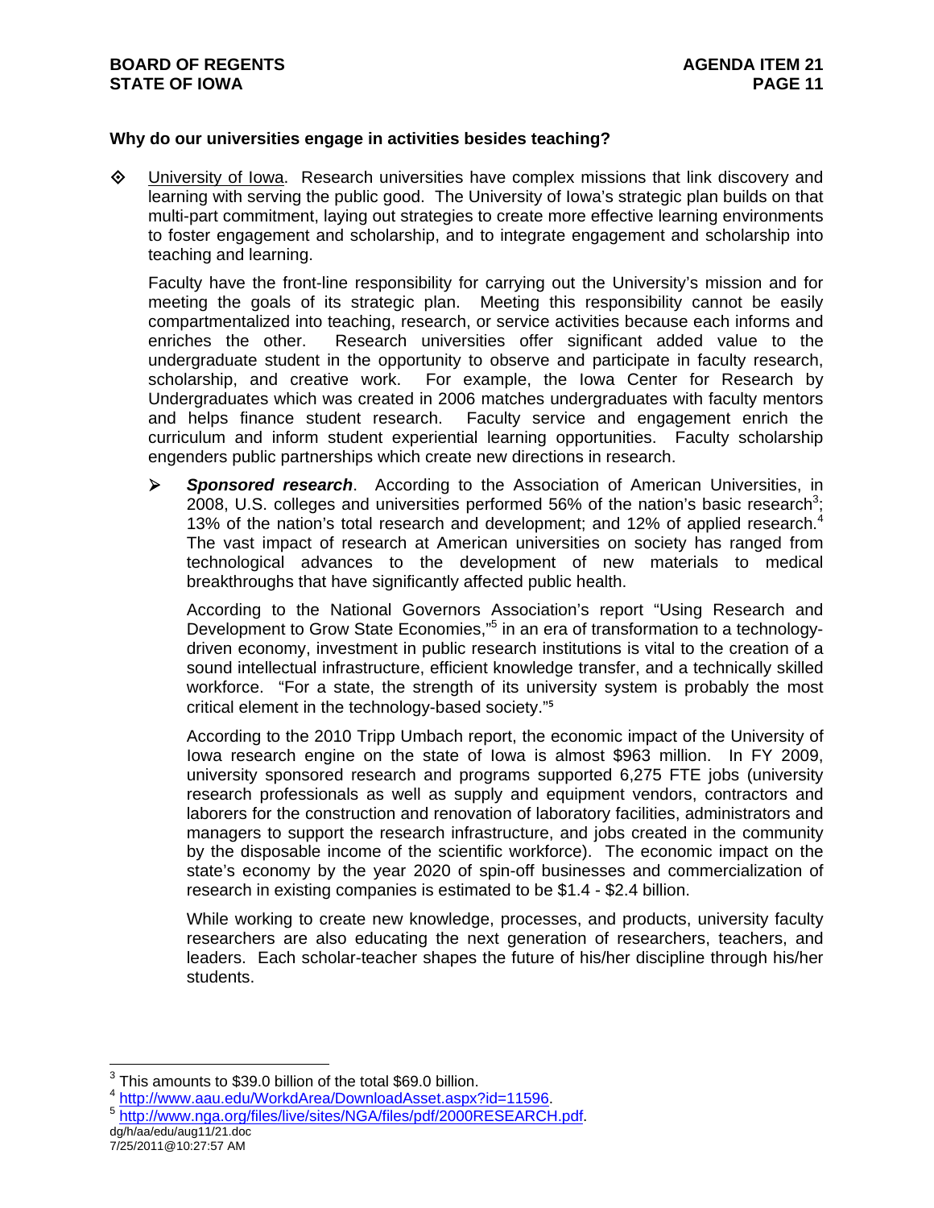**Why do our universities engage in activities besides teaching?**

- University of Iowa. Research universities have complex missions that link discovery and learning with serving the public good. The University of Iowa's strategic plan builds on that multi-part commitment, laying out strategies to create more effective learning environments to foster engagement and scholarship, and to integrate engagement and scholarship into teaching and learning.

  Faculty have the front-line responsibility for carrying out the University's mission and for meeting the goals of its strategic plan. Meeting this responsibility cannot be easily compartmentalized into teaching, research, or service activities because each informs and enriches the other. Research universities offer significant added value to the undergraduate student in the opportunity to observe and participate in faculty research, scholarship, and creative work. For example, the Iowa Center for Research by Undergraduates which was created in 2006 matches undergraduates with faculty mentors and helps finance student research. Faculty service and engagement enrich the curriculum and inform student experiential learning opportunities. Faculty scholarship engenders public partnerships which create new directions in research.

  - ***Sponsored research***. According to the Association of American Universities, in 2008, U.S. colleges and universities performed 56% of the nation's basic research[3]; 13% of the nation's total research and development; and 12% of applied research.[4] The vast impact of research at American universities on society has ranged from technological advances to the development of new materials to medical breakthroughs that have significantly affected public health.

    According to the National Governors Association's report "Using Research and Development to Grow State Economies,"[5] in an era of transformation to a technology-driven economy, investment in public research institutions is vital to the creation of a sound intellectual infrastructure, efficient knowledge transfer, and a technically skilled workforce. "For a state, the strength of its university system is probably the most critical element in the technology-based society."[5]

    According to the 2010 Tripp Umbach report, the economic impact of the University of Iowa research engine on the state of Iowa is almost $963 million. In FY 2009, university sponsored research and programs supported 6,275 FTE jobs (university research professionals as well as supply and equipment vendors, contractors and laborers for the construction and renovation of laboratory facilities, administrators and managers to support the research infrastructure, and jobs created in the community by the disposable income of the scientific workforce). The economic impact on the state's economy by the year 2020 of spin-off businesses and commercialization of research in existing companies is estimated to be $1.4 - $2.4 billion.

    While working to create new knowledge, processes, and products, university faculty researchers are also educating the next generation of researchers, teachers, and leaders. Each scholar-teacher shapes the future of his/her discipline through his/her students.

---

[3] This amounts to $39.0 billion of the total $69.0 billion.

[4] http://www.aau.edu/WorkdArea/DownloadAsset.aspx?id=11596.

[5] http://www.nga.org/files/live/sites/NGA/files/pdf/2000RESEARCH.pdf.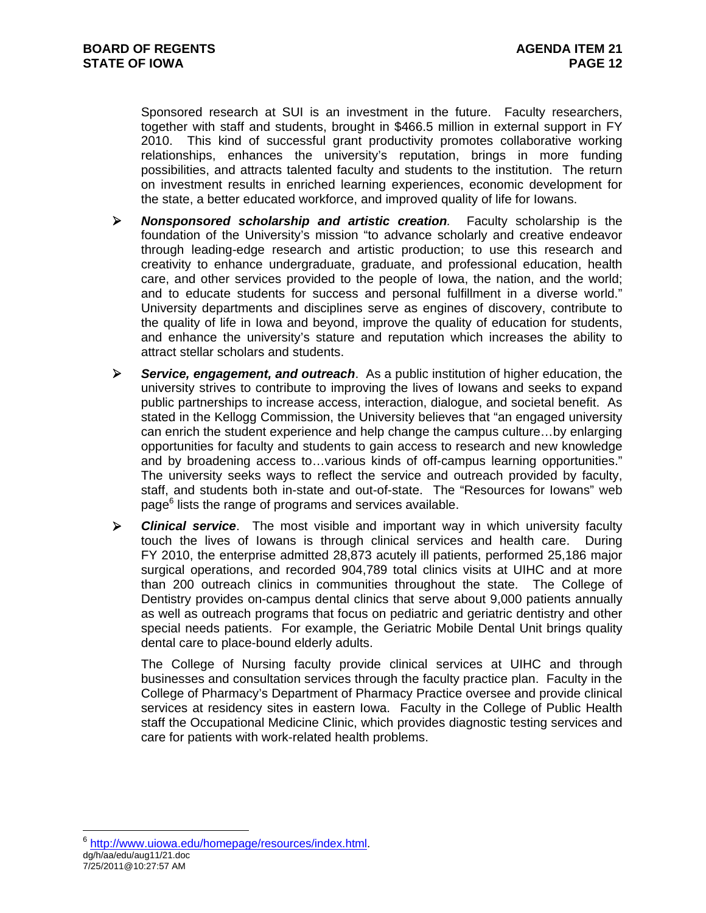Sponsored research at SUI is an investment in the future. Faculty researchers, together with staff and students, brought in $466.5 million in external support in FY 2010. This kind of successful grant productivity promotes collaborative working relationships, enhances the university's reputation, brings in more funding possibilities, and attracts talented faculty and students to the institution. The return on investment results in enriched learning experiences, economic development for the state, a better educated workforce, and improved quality of life for Iowans.

- ***Nonsponsored scholarship and artistic creation**.* Faculty scholarship is the foundation of the University's mission "to advance scholarly and creative endeavor through leading-edge research and artistic production; to use this research and creativity to enhance undergraduate, graduate, and professional education, health care, and other services provided to the people of Iowa, the nation, and the world; and to educate students for success and personal fulfillment in a diverse world." University departments and disciplines serve as engines of discovery, contribute to the quality of life in Iowa and beyond, improve the quality of education for students, and enhance the university's stature and reputation which increases the ability to attract stellar scholars and students.

- ***Service, engagement, and outreach***. As a public institution of higher education, the university strives to contribute to improving the lives of Iowans and seeks to expand public partnerships to increase access, interaction, dialogue, and societal benefit. As stated in the Kellogg Commission, the University believes that "an engaged university can enrich the student experience and help change the campus culture…by enlarging opportunities for faculty and students to gain access to research and new knowledge and by broadening access to…various kinds of off-campus learning opportunities." The university seeks ways to reflect the service and outreach provided by faculty, staff, and students both in-state and out-of-state. The "Resources for Iowans" web page[6] lists the range of programs and services available.

- ***Clinical service***. The most visible and important way in which university faculty touch the lives of Iowans is through clinical services and health care. During FY 2010, the enterprise admitted 28,873 acutely ill patients, performed 25,186 major surgical operations, and recorded 904,789 total clinics visits at UIHC and at more than 200 outreach clinics in communities throughout the state. The College of Dentistry provides on-campus dental clinics that serve about 9,000 patients annually as well as outreach programs that focus on pediatric and geriatric dentistry and other special needs patients. For example, the Geriatric Mobile Dental Unit brings quality dental care to place-bound elderly adults.

  The College of Nursing faculty provide clinical services at UIHC and through businesses and consultation services through the faculty practice plan. Faculty in the College of Pharmacy's Department of Pharmacy Practice oversee and provide clinical services at residency sites in eastern Iowa. Faculty in the College of Public Health staff the Occupational Medicine Clinic, which provides diagnostic testing services and care for patients with work-related health problems.

---

[6] http://www.uiowa.edu/homepage/resources/index.html.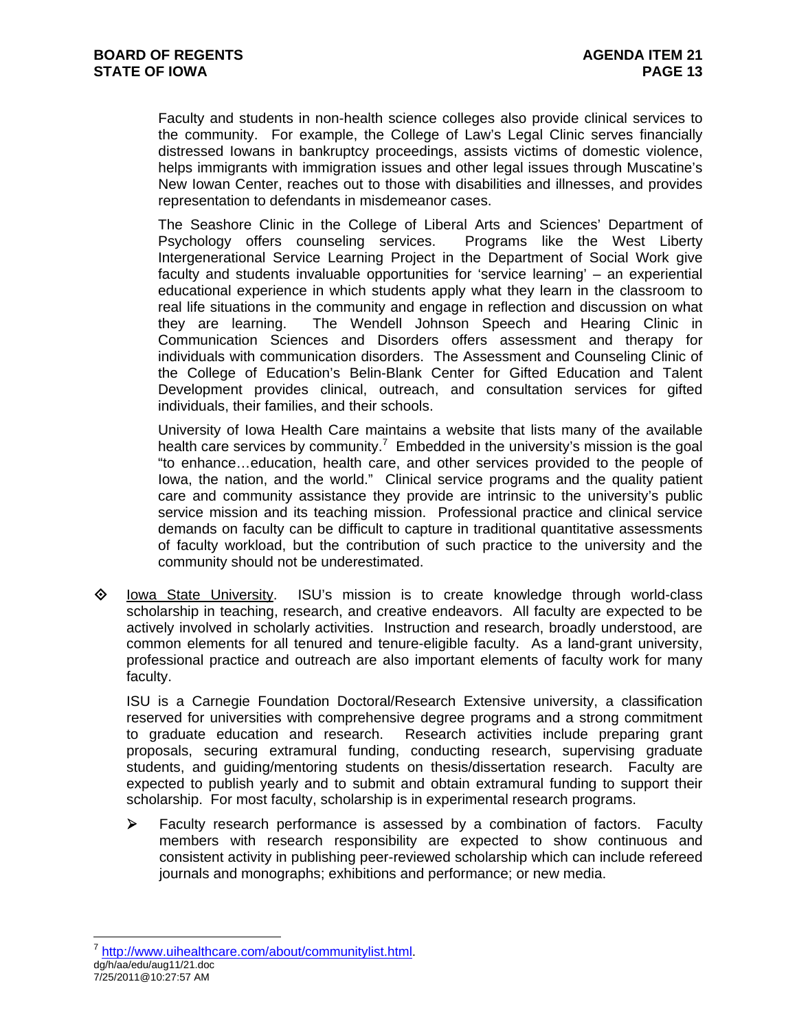Faculty and students in non-health science colleges also provide clinical services to the community. For example, the College of Law's Legal Clinic serves financially distressed Iowans in bankruptcy proceedings, assists victims of domestic violence, helps immigrants with immigration issues and other legal issues through Muscatine's New Iowan Center, reaches out to those with disabilities and illnesses, and provides representation to defendants in misdemeanor cases.

The Seashore Clinic in the College of Liberal Arts and Sciences' Department of Psychology offers counseling services. Programs like the West Liberty Intergenerational Service Learning Project in the Department of Social Work give faculty and students invaluable opportunities for 'service learning' – an experiential educational experience in which students apply what they learn in the classroom to real life situations in the community and engage in reflection and discussion on what they are learning. The Wendell Johnson Speech and Hearing Clinic in Communication Sciences and Disorders offers assessment and therapy for individuals with communication disorders. The Assessment and Counseling Clinic of the College of Education's Belin-Blank Center for Gifted Education and Talent Development provides clinical, outreach, and consultation services for gifted individuals, their families, and their schools.

University of Iowa Health Care maintains a website that lists many of the available health care services by community.[7] Embedded in the university's mission is the goal "to enhance…education, health care, and other services provided to the people of Iowa, the nation, and the world." Clinical service programs and the quality patient care and community assistance they provide are intrinsic to the university's public service mission and its teaching mission. Professional practice and clinical service demands on faculty can be difficult to capture in traditional quantitative assessments of faculty workload, but the contribution of such practice to the university and the community should not be underestimated.

- Iowa State University. ISU's mission is to create knowledge through world-class scholarship in teaching, research, and creative endeavors. All faculty are expected to be actively involved in scholarly activities. Instruction and research, broadly understood, are common elements for all tenured and tenure-eligible faculty. As a land-grant university, professional practice and outreach are also important elements of faculty work for many faculty.

  ISU is a Carnegie Foundation Doctoral/Research Extensive university, a classification reserved for universities with comprehensive degree programs and a strong commitment to graduate education and research. Research activities include preparing grant proposals, securing extramural funding, conducting research, supervising graduate students, and guiding/mentoring students on thesis/dissertation research. Faculty are expected to publish yearly and to submit and obtain extramural funding to support their scholarship. For most faculty, scholarship is in experimental research programs.

  - Faculty research performance is assessed by a combination of factors. Faculty members with research responsibility are expected to show continuous and consistent activity in publishing peer-reviewed scholarship which can include refereed journals and monographs; exhibitions and performance; or new media.

[7] http://www.uihealthcare.com/about/communitylist.html.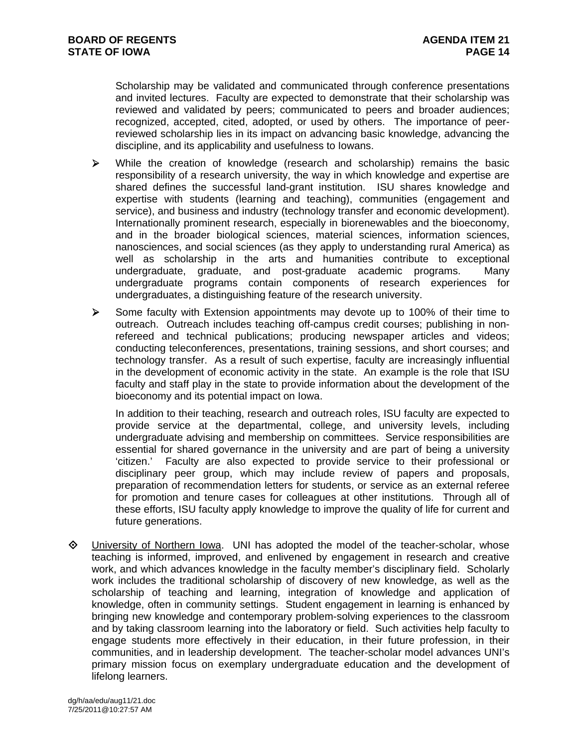Scholarship may be validated and communicated through conference presentations and invited lectures. Faculty are expected to demonstrate that their scholarship was reviewed and validated by peers; communicated to peers and broader audiences; recognized, accepted, cited, adopted, or used by others. The importance of peer-reviewed scholarship lies in its impact on advancing basic knowledge, advancing the discipline, and its applicability and usefulness to Iowans.

- While the creation of knowledge (research and scholarship) remains the basic responsibility of a research university, the way in which knowledge and expertise are shared defines the successful land-grant institution. ISU shares knowledge and expertise with students (learning and teaching), communities (engagement and service), and business and industry (technology transfer and economic development). Internationally prominent research, especially in biorenewables and the bioeconomy, and in the broader biological sciences, material sciences, information sciences, nanosciences, and social sciences (as they apply to understanding rural America) as well as scholarship in the arts and humanities contribute to exceptional undergraduate, graduate, and post-graduate academic programs. Many undergraduate programs contain components of research experiences for undergraduates, a distinguishing feature of the research university.

- Some faculty with Extension appointments may devote up to 100% of their time to outreach. Outreach includes teaching off-campus credit courses; publishing in non-refereed and technical publications; producing newspaper articles and videos; conducting teleconferences, presentations, training sessions, and short courses; and technology transfer. As a result of such expertise, faculty are increasingly influential in the development of economic activity in the state. An example is the role that ISU faculty and staff play in the state to provide information about the development of the bioeconomy and its potential impact on Iowa.

  In addition to their teaching, research and outreach roles, ISU faculty are expected to provide service at the departmental, college, and university levels, including undergraduate advising and membership on committees. Service responsibilities are essential for shared governance in the university and are part of being a university 'citizen.' Faculty are also expected to provide service to their professional or disciplinary peer group, which may include review of papers and proposals, preparation of recommendation letters for students, or service as an external referee for promotion and tenure cases for colleagues at other institutions. Through all of these efforts, ISU faculty apply knowledge to improve the quality of life for current and future generations.

- University of Northern Iowa. UNI has adopted the model of the teacher-scholar, whose teaching is informed, improved, and enlivened by engagement in research and creative work, and which advances knowledge in the faculty member's disciplinary field. Scholarly work includes the traditional scholarship of discovery of new knowledge, as well as the scholarship of teaching and learning, integration of knowledge and application of knowledge, often in community settings. Student engagement in learning is enhanced by bringing new knowledge and contemporary problem-solving experiences to the classroom and by taking classroom learning into the laboratory or field. Such activities help faculty to engage students more effectively in their education, in their future profession, in their communities, and in leadership development. The teacher-scholar model advances UNI's primary mission focus on exemplary undergraduate education and the development of lifelong learners.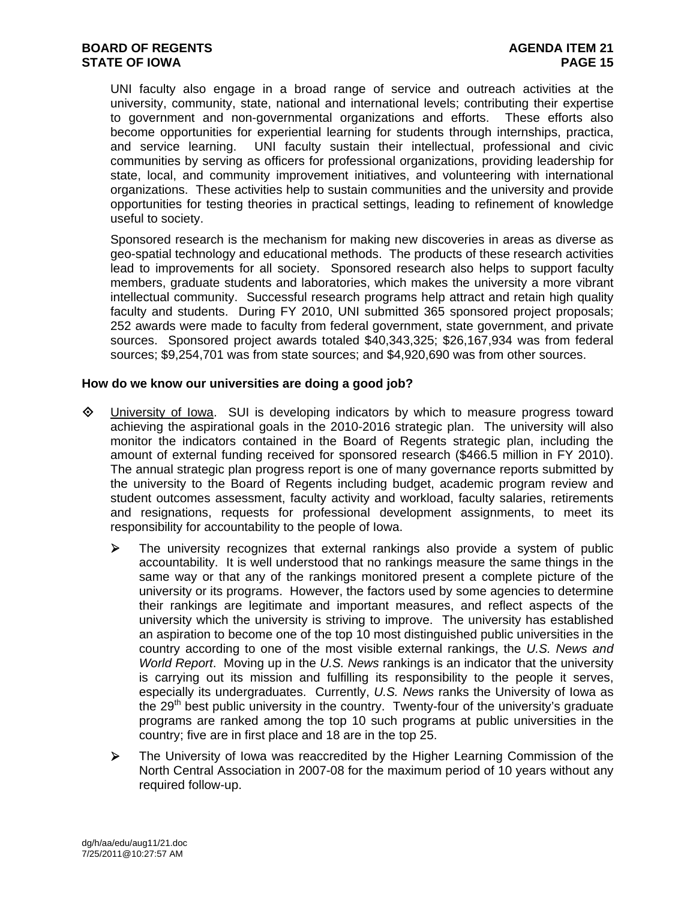UNI faculty also engage in a broad range of service and outreach activities at the university, community, state, national and international levels; contributing their expertise to government and non-governmental organizations and efforts. These efforts also become opportunities for experiential learning for students through internships, practica, and service learning. UNI faculty sustain their intellectual, professional and civic communities by serving as officers for professional organizations, providing leadership for state, local, and community improvement initiatives, and volunteering with international organizations. These activities help to sustain communities and the university and provide opportunities for testing theories in practical settings, leading to refinement of knowledge useful to society.

Sponsored research is the mechanism for making new discoveries in areas as diverse as geo-spatial technology and educational methods. The products of these research activities lead to improvements for all society. Sponsored research also helps to support faculty members, graduate students and laboratories, which makes the university a more vibrant intellectual community. Successful research programs help attract and retain high quality faculty and students. During FY 2010, UNI submitted 365 sponsored project proposals; 252 awards were made to faculty from federal government, state government, and private sources. Sponsored project awards totaled $40,343,325; $26,167,934 was from federal sources; $9,254,701 was from state sources; and $4,920,690 was from other sources.

**How do we know our universities are doing a good job?**

- University of Iowa. SUI is developing indicators by which to measure progress toward achieving the aspirational goals in the 2010-2016 strategic plan. The university will also monitor the indicators contained in the Board of Regents strategic plan, including the amount of external funding received for sponsored research ($466.5 million in FY 2010). The annual strategic plan progress report is one of many governance reports submitted by the university to the Board of Regents including budget, academic program review and student outcomes assessment, faculty activity and workload, faculty salaries, retirements and resignations, requests for professional development assignments, to meet its responsibility for accountability to the people of Iowa.

  - The university recognizes that external rankings also provide a system of public accountability. It is well understood that no rankings measure the same things in the same way or that any of the rankings monitored present a complete picture of the university or its programs. However, the factors used by some agencies to determine their rankings are legitimate and important measures, and reflect aspects of the university which the university is striving to improve. The university has established an aspiration to become one of the top 10 most distinguished public universities in the country according to one of the most visible external rankings, the *U.S. News and World Report*. Moving up in the *U.S. News* rankings is an indicator that the university is carrying out its mission and fulfilling its responsibility to the people it serves, especially its undergraduates. Currently, *U.S. News* ranks the University of Iowa as the 29th best public university in the country. Twenty-four of the university's graduate programs are ranked among the top 10 such programs at public universities in the country; five are in first place and 18 are in the top 25.

  - The University of Iowa was reaccredited by the Higher Learning Commission of the North Central Association in 2007-08 for the maximum period of 10 years without any required follow-up.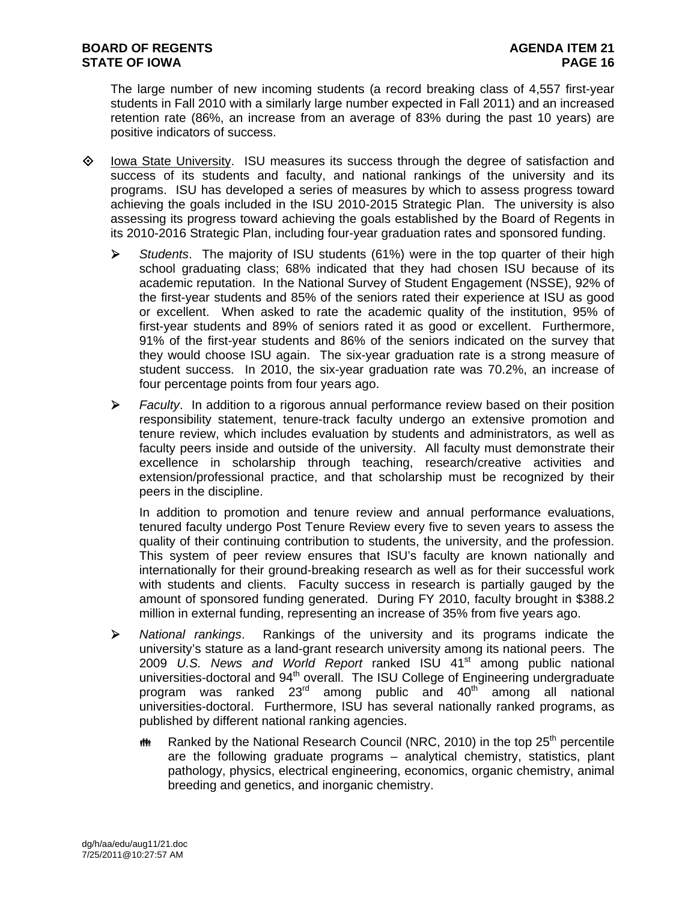The large number of new incoming students (a record breaking class of 4,557 first-year students in Fall 2010 with a similarly large number expected in Fall 2011) and an increased retention rate (86%, an increase from an average of 83% during the past 10 years) are positive indicators of success.

- Iowa State University. ISU measures its success through the degree of satisfaction and success of its students and faculty, and national rankings of the university and its programs. ISU has developed a series of measures by which to assess progress toward achieving the goals included in the ISU 2010-2015 Strategic Plan. The university is also assessing its progress toward achieving the goals established by the Board of Regents in its 2010-2016 Strategic Plan, including four-year graduation rates and sponsored funding.

  - *Students*. The majority of ISU students (61%) were in the top quarter of their high school graduating class; 68% indicated that they had chosen ISU because of its academic reputation. In the National Survey of Student Engagement (NSSE), 92% of the first-year students and 85% of the seniors rated their experience at ISU as good or excellent. When asked to rate the academic quality of the institution, 95% of first-year students and 89% of seniors rated it as good or excellent. Furthermore, 91% of the first-year students and 86% of the seniors indicated on the survey that they would choose ISU again. The six-year graduation rate is a strong measure of student success. In 2010, the six-year graduation rate was 70.2%, an increase of four percentage points from four years ago.

  - *Faculty*. In addition to a rigorous annual performance review based on their position responsibility statement, tenure-track faculty undergo an extensive promotion and tenure review, which includes evaluation by students and administrators, as well as faculty peers inside and outside of the university. All faculty must demonstrate their excellence in scholarship through teaching, research/creative activities and extension/professional practice, and that scholarship must be recognized by their peers in the discipline.

    In addition to promotion and tenure review and annual performance evaluations, tenured faculty undergo Post Tenure Review every five to seven years to assess the quality of their continuing contribution to students, the university, and the profession. This system of peer review ensures that ISU's faculty are known nationally and internationally for their ground-breaking research as well as for their successful work with students and clients. Faculty success in research is partially gauged by the amount of sponsored funding generated. During FY 2010, faculty brought in \$388.2 million in external funding, representing an increase of 35% from five years ago.

  - *National rankings*. Rankings of the university and its programs indicate the university's stature as a land-grant research university among its national peers. The 2009 *U.S. News and World Report* ranked ISU 41st among public national universities-doctoral and 94th overall. The ISU College of Engineering undergraduate program was ranked 23rd among public and 40th among all national universities-doctoral. Furthermore, ISU has several nationally ranked programs, as published by different national ranking agencies.

    - Ranked by the National Research Council (NRC, 2010) in the top 25th percentile are the following graduate programs – analytical chemistry, statistics, plant pathology, physics, electrical engineering, economics, organic chemistry, animal breeding and genetics, and inorganic chemistry.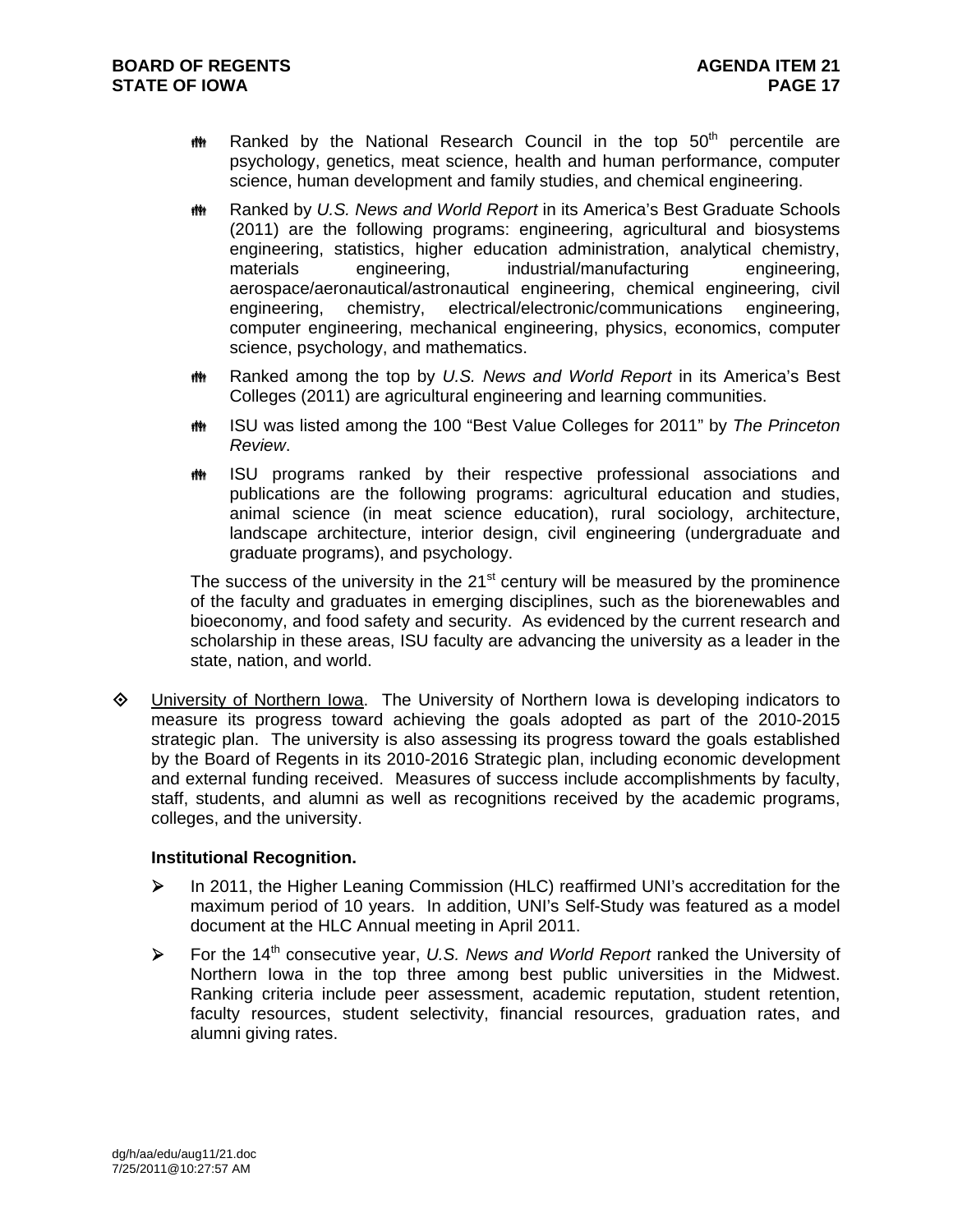- Ranked by the National Research Council in the top 50th percentile are psychology, genetics, meat science, health and human performance, computer science, human development and family studies, and chemical engineering.
- Ranked by *U.S. News and World Report* in its America's Best Graduate Schools (2011) are the following programs: engineering, agricultural and biosystems engineering, statistics, higher education administration, analytical chemistry, materials engineering, industrial/manufacturing engineering, aerospace/aeronautical/astronautical engineering, chemical engineering, civil engineering, chemistry, electrical/electronic/communications engineering, computer engineering, mechanical engineering, physics, economics, computer science, psychology, and mathematics.
- Ranked among the top by *U.S. News and World Report* in its America's Best Colleges (2011) are agricultural engineering and learning communities.
- ISU was listed among the 100 "Best Value Colleges for 2011" by *The Princeton Review*.
- ISU programs ranked by their respective professional associations and publications are the following programs: agricultural education and studies, animal science (in meat science education), rural sociology, architecture, landscape architecture, interior design, civil engineering (undergraduate and graduate programs), and psychology.

The success of the university in the 21st century will be measured by the prominence of the faculty and graduates in emerging disciplines, such as the biorenewables and bioeconomy, and food safety and security. As evidenced by the current research and scholarship in these areas, ISU faculty are advancing the university as a leader in the state, nation, and world.

- University of Northern Iowa. The University of Northern Iowa is developing indicators to measure its progress toward achieving the goals adopted as part of the 2010-2015 strategic plan. The university is also assessing its progress toward the goals established by the Board of Regents in its 2010-2016 Strategic plan, including economic development and external funding received. Measures of success include accomplishments by faculty, staff, students, and alumni as well as recognitions received by the academic programs, colleges, and the university.

**Institutional Recognition.**

- In 2011, the Higher Leaning Commission (HLC) reaffirmed UNI's accreditation for the maximum period of 10 years. In addition, UNI's Self-Study was featured as a model document at the HLC Annual meeting in April 2011.
- For the 14th consecutive year, *U.S. News and World Report* ranked the University of Northern Iowa in the top three among best public universities in the Midwest. Ranking criteria include peer assessment, academic reputation, student retention, faculty resources, student selectivity, financial resources, graduation rates, and alumni giving rates.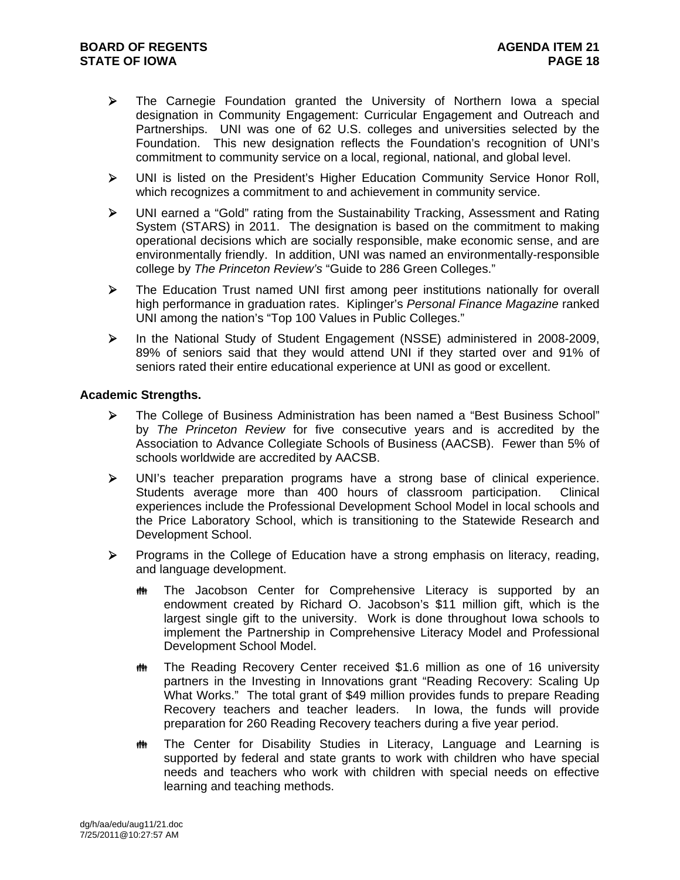- The Carnegie Foundation granted the University of Northern Iowa a special designation in Community Engagement: Curricular Engagement and Outreach and Partnerships. UNI was one of 62 U.S. colleges and universities selected by the Foundation. This new designation reflects the Foundation's recognition of UNI's commitment to community service on a local, regional, national, and global level.
- UNI is listed on the President's Higher Education Community Service Honor Roll, which recognizes a commitment to and achievement in community service.
- UNI earned a "Gold" rating from the Sustainability Tracking, Assessment and Rating System (STARS) in 2011. The designation is based on the commitment to making operational decisions which are socially responsible, make economic sense, and are environmentally friendly. In addition, UNI was named an environmentally-responsible college by *The Princeton Review's* "Guide to 286 Green Colleges."
- The Education Trust named UNI first among peer institutions nationally for overall high performance in graduation rates. Kiplinger's *Personal Finance Magazine* ranked UNI among the nation's "Top 100 Values in Public Colleges."
- In the National Study of Student Engagement (NSSE) administered in 2008-2009, 89% of seniors said that they would attend UNI if they started over and 91% of seniors rated their entire educational experience at UNI as good or excellent.

**Academic Strengths.**

- The College of Business Administration has been named a "Best Business School" by *The Princeton Review* for five consecutive years and is accredited by the Association to Advance Collegiate Schools of Business (AACSB). Fewer than 5% of schools worldwide are accredited by AACSB.
- UNI's teacher preparation programs have a strong base of clinical experience. Students average more than 400 hours of classroom participation. Clinical experiences include the Professional Development School Model in local schools and the Price Laboratory School, which is transitioning to the Statewide Research and Development School.
- Programs in the College of Education have a strong emphasis on literacy, reading, and language development.
  - The Jacobson Center for Comprehensive Literacy is supported by an endowment created by Richard O. Jacobson's $11 million gift, which is the largest single gift to the university. Work is done throughout Iowa schools to implement the Partnership in Comprehensive Literacy Model and Professional Development School Model.
  - The Reading Recovery Center received $1.6 million as one of 16 university partners in the Investing in Innovations grant "Reading Recovery: Scaling Up What Works." The total grant of $49 million provides funds to prepare Reading Recovery teachers and teacher leaders. In Iowa, the funds will provide preparation for 260 Reading Recovery teachers during a five year period.
  - The Center for Disability Studies in Literacy, Language and Learning is supported by federal and state grants to work with children who have special needs and teachers who work with children with special needs on effective learning and teaching methods.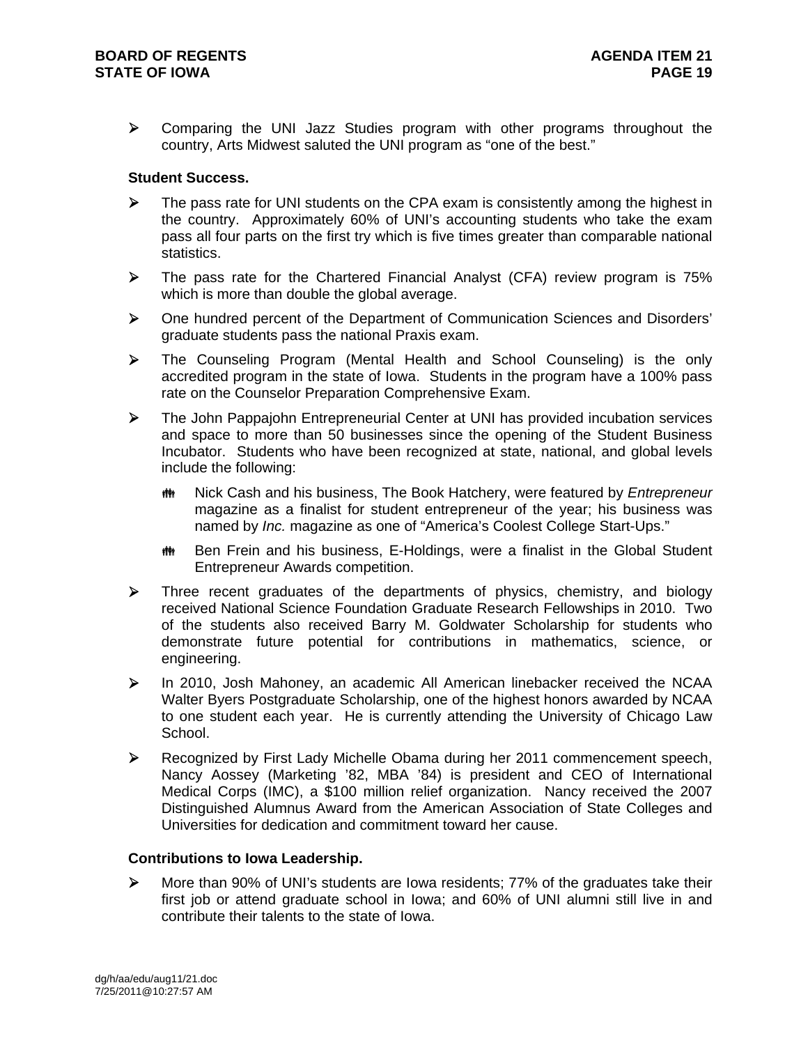- Comparing the UNI Jazz Studies program with other programs throughout the country, Arts Midwest saluted the UNI program as "one of the best."

**Student Success.**

- The pass rate for UNI students on the CPA exam is consistently among the highest in the country. Approximately 60% of UNI's accounting students who take the exam pass all four parts on the first try which is five times greater than comparable national statistics.
- The pass rate for the Chartered Financial Analyst (CFA) review program is 75% which is more than double the global average.
- One hundred percent of the Department of Communication Sciences and Disorders' graduate students pass the national Praxis exam.
- The Counseling Program (Mental Health and School Counseling) is the only accredited program in the state of Iowa. Students in the program have a 100% pass rate on the Counselor Preparation Comprehensive Exam.
- The John Pappajohn Entrepreneurial Center at UNI has provided incubation services and space to more than 50 businesses since the opening of the Student Business Incubator. Students who have been recognized at state, national, and global levels include the following:
  - Nick Cash and his business, The Book Hatchery, were featured by *Entrepreneur* magazine as a finalist for student entrepreneur of the year; his business was named by *Inc.* magazine as one of "America's Coolest College Start-Ups."
  - Ben Frein and his business, E-Holdings, were a finalist in the Global Student Entrepreneur Awards competition.
- Three recent graduates of the departments of physics, chemistry, and biology received National Science Foundation Graduate Research Fellowships in 2010. Two of the students also received Barry M. Goldwater Scholarship for students who demonstrate future potential for contributions in mathematics, science, or engineering.
- In 2010, Josh Mahoney, an academic All American linebacker received the NCAA Walter Byers Postgraduate Scholarship, one of the highest honors awarded by NCAA to one student each year. He is currently attending the University of Chicago Law School.
- Recognized by First Lady Michelle Obama during her 2011 commencement speech, Nancy Aossey (Marketing '82, MBA '84) is president and CEO of International Medical Corps (IMC), a $100 million relief organization. Nancy received the 2007 Distinguished Alumnus Award from the American Association of State Colleges and Universities for dedication and commitment toward her cause.

**Contributions to Iowa Leadership.**

- More than 90% of UNI's students are Iowa residents; 77% of the graduates take their first job or attend graduate school in Iowa; and 60% of UNI alumni still live in and contribute their talents to the state of Iowa.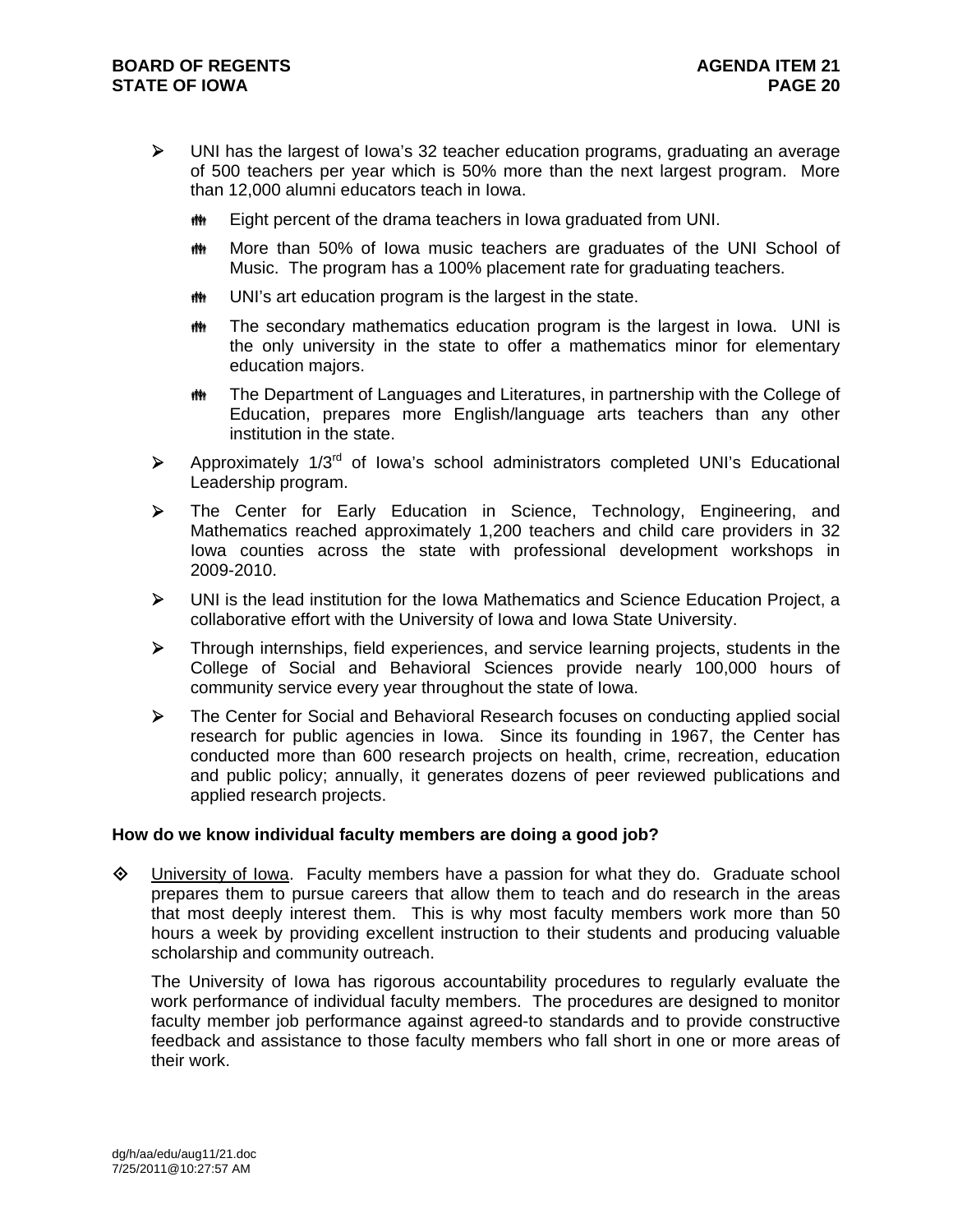- UNI has the largest of Iowa's 32 teacher education programs, graduating an average of 500 teachers per year which is 50% more than the next largest program. More than 12,000 alumni educators teach in Iowa.
  - Eight percent of the drama teachers in Iowa graduated from UNI.
  - More than 50% of Iowa music teachers are graduates of the UNI School of Music. The program has a 100% placement rate for graduating teachers.
  - UNI's art education program is the largest in the state.
  - The secondary mathematics education program is the largest in Iowa. UNI is the only university in the state to offer a mathematics minor for elementary education majors.
  - The Department of Languages and Literatures, in partnership with the College of Education, prepares more English/language arts teachers than any other institution in the state.
- Approximately 1/3rd of Iowa's school administrators completed UNI's Educational Leadership program.
- The Center for Early Education in Science, Technology, Engineering, and Mathematics reached approximately 1,200 teachers and child care providers in 32 Iowa counties across the state with professional development workshops in 2009-2010.
- UNI is the lead institution for the Iowa Mathematics and Science Education Project, a collaborative effort with the University of Iowa and Iowa State University.
- Through internships, field experiences, and service learning projects, students in the College of Social and Behavioral Sciences provide nearly 100,000 hours of community service every year throughout the state of Iowa.
- The Center for Social and Behavioral Research focuses on conducting applied social research for public agencies in Iowa. Since its founding in 1967, the Center has conducted more than 600 research projects on health, crime, recreation, education and public policy; annually, it generates dozens of peer reviewed publications and applied research projects.

**How do we know individual faculty members are doing a good job?**

- University of Iowa. Faculty members have a passion for what they do. Graduate school prepares them to pursue careers that allow them to teach and do research in the areas that most deeply interest them. This is why most faculty members work more than 50 hours a week by providing excellent instruction to their students and producing valuable scholarship and community outreach.

  The University of Iowa has rigorous accountability procedures to regularly evaluate the work performance of individual faculty members. The procedures are designed to monitor faculty member job performance against agreed-to standards and to provide constructive feedback and assistance to those faculty members who fall short in one or more areas of their work.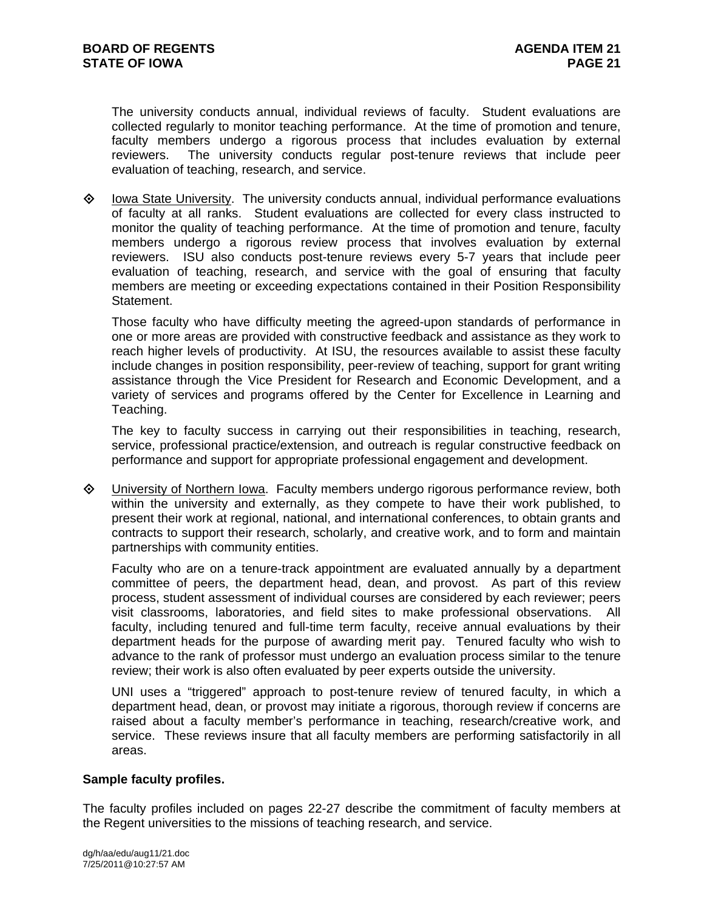The university conducts annual, individual reviews of faculty. Student evaluations are collected regularly to monitor teaching performance. At the time of promotion and tenure, faculty members undergo a rigorous process that includes evaluation by external reviewers. The university conducts regular post-tenure reviews that include peer evaluation of teaching, research, and service.

- Iowa State University. The university conducts annual, individual performance evaluations of faculty at all ranks. Student evaluations are collected for every class instructed to monitor the quality of teaching performance. At the time of promotion and tenure, faculty members undergo a rigorous review process that includes evaluation by external reviewers. ISU also conducts post-tenure reviews every 5-7 years that include peer evaluation of teaching, research, and service with the goal of ensuring that faculty members are meeting or exceeding expectations contained in their Position Responsibility Statement.

  Those faculty who have difficulty meeting the agreed-upon standards of performance in one or more areas are provided with constructive feedback and assistance as they work to reach higher levels of productivity. At ISU, the resources available to assist these faculty include changes in position responsibility, peer-review of teaching, support for grant writing assistance through the Vice President for Research and Economic Development, and a variety of services and programs offered by the Center for Excellence in Learning and Teaching.

  The key to faculty success in carrying out their responsibilities in teaching, research, service, professional practice/extension, and outreach is regular constructive feedback on performance and support for appropriate professional engagement and development.

- University of Northern Iowa. Faculty members undergo rigorous performance review, both within the university and externally, as they compete to have their work published, to present their work at regional, national, and international conferences, to obtain grants and contracts to support their research, scholarly, and creative work, and to form and maintain partnerships with community entities.

  Faculty who are on a tenure-track appointment are evaluated annually by a department committee of peers, the department head, dean, and provost. As part of this review process, student assessment of individual courses are considered by each reviewer; peers visit classrooms, laboratories, and field sites to make professional observations. All faculty, including tenured and full-time term faculty, receive annual evaluations by their department heads for the purpose of awarding merit pay. Tenured faculty who wish to advance to the rank of professor must undergo an evaluation process similar to the tenure review; their work is also often evaluated by peer experts outside the university.

  UNI uses a "triggered" approach to post-tenure review of tenured faculty, in which a department head, dean, or provost may initiate a rigorous, thorough review if concerns are raised about a faculty member's performance in teaching, research/creative work, and service. These reviews insure that all faculty members are performing satisfactorily in all areas.

**Sample faculty profiles.**

The faculty profiles included on pages 22-27 describe the commitment of faculty members at the Regent universities to the missions of teaching research, and service.

dg/h/aa/edu/aug11/21.doc
7/25/2011@10:27:57 AM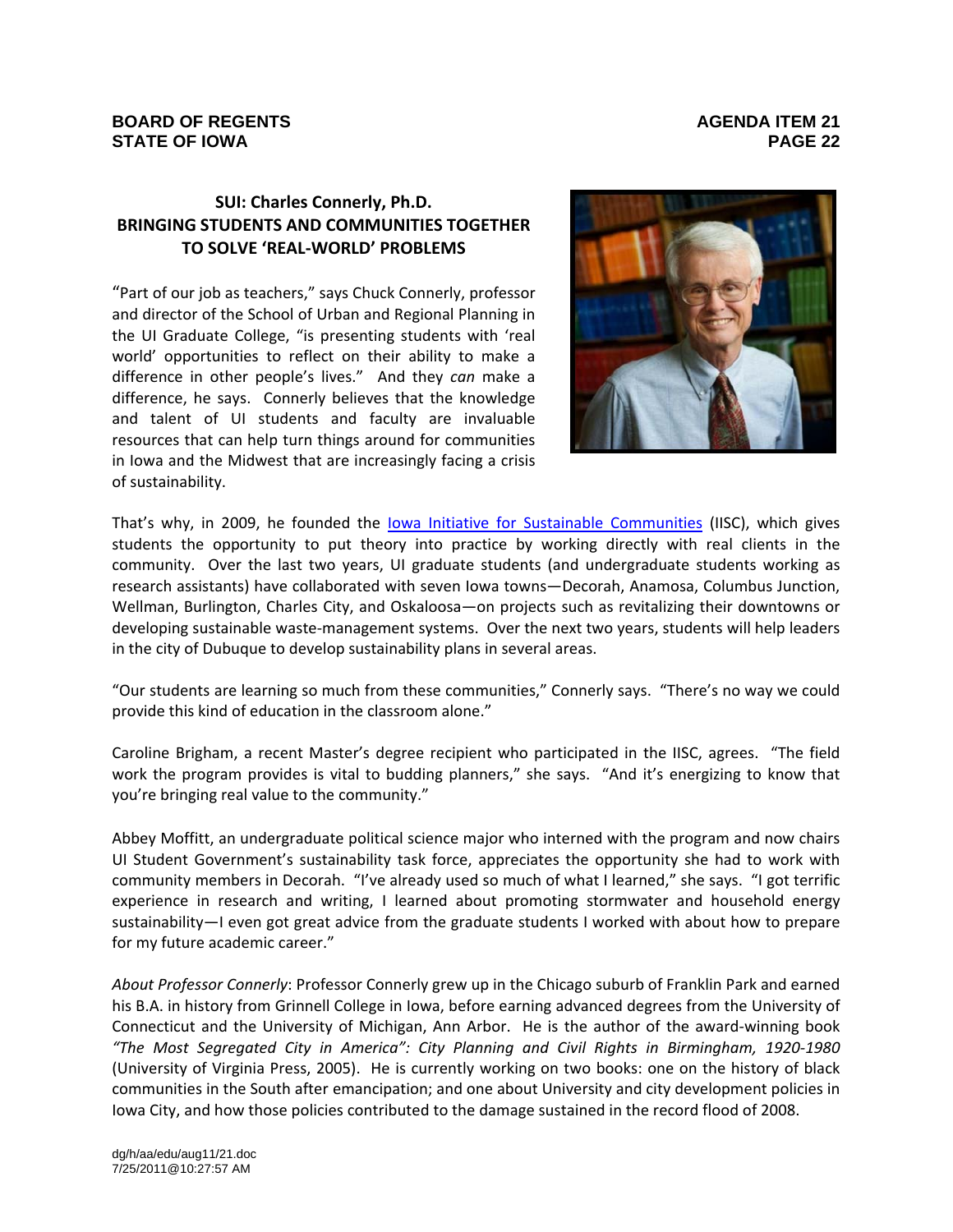## SUI: Charles Connerly, Ph.D.
## BRINGING STUDENTS AND COMMUNITIES TOGETHER TO SOLVE 'REAL-WORLD' PROBLEMS

"Part of our job as teachers," says Chuck Connerly, professor and director of the School of Urban and Regional Planning in the UI Graduate College, "is presenting students with 'real world' opportunities to reflect on their ability to make a difference in other people's lives." And they *can* make a difference, he says. Connerly believes that the knowledge and talent of UI students and faculty are invaluable resources that can help turn things around for communities in Iowa and the Midwest that are increasingly facing a crisis of sustainability.

That's why, in 2009, he founded the [Iowa Initiative for Sustainable Communities](Iowa Initiative for Sustainable Communities) (IISC), which gives students the opportunity to put theory into practice by working directly with real clients in the community. Over the last two years, UI graduate students (and undergraduate students working as research assistants) have collaborated with seven Iowa towns—Decorah, Anamosa, Columbus Junction, Wellman, Burlington, Charles City, and Oskaloosa—on projects such as revitalizing their downtowns or developing sustainable waste-management systems. Over the next two years, students will help leaders in the city of Dubuque to develop sustainability plans in several areas.

"Our students are learning so much from these communities," Connerly says. "There's no way we could provide this kind of education in the classroom alone."

Caroline Brigham, a recent Master's degree recipient who participated in the IISC, agrees. "The field work the program provides is vital to budding planners," she says. "And it's energizing to know that you're bringing real value to the community."

Abbey Moffitt, an undergraduate political science major who interned with the program and now chairs UI Student Government's sustainability task force, appreciates the opportunity she had to work with community members in Decorah. "I've already used so much of what I learned," she says. "I got terrific experience in research and writing, I learned about promoting stormwater and household energy sustainability—I even got great advice from the graduate students I worked with about how to prepare for my future academic career."

*About Professor Connerly*: Professor Connerly grew up in the Chicago suburb of Franklin Park and earned his B.A. in history from Grinnell College in Iowa, before earning advanced degrees from the University of Connecticut and the University of Michigan, Ann Arbor. He is the author of the award-winning book *"The Most Segregated City in America": City Planning and Civil Rights in Birmingham, 1920-1980* (University of Virginia Press, 2005). He is currently working on two books: one on the history of black communities in the South after emancipation; and one about University and city development policies in Iowa City, and how those policies contributed to the damage sustained in the record flood of 2008.

dg/h/aa/edu/aug11/21.doc
7/25/2011@10:27:57 AM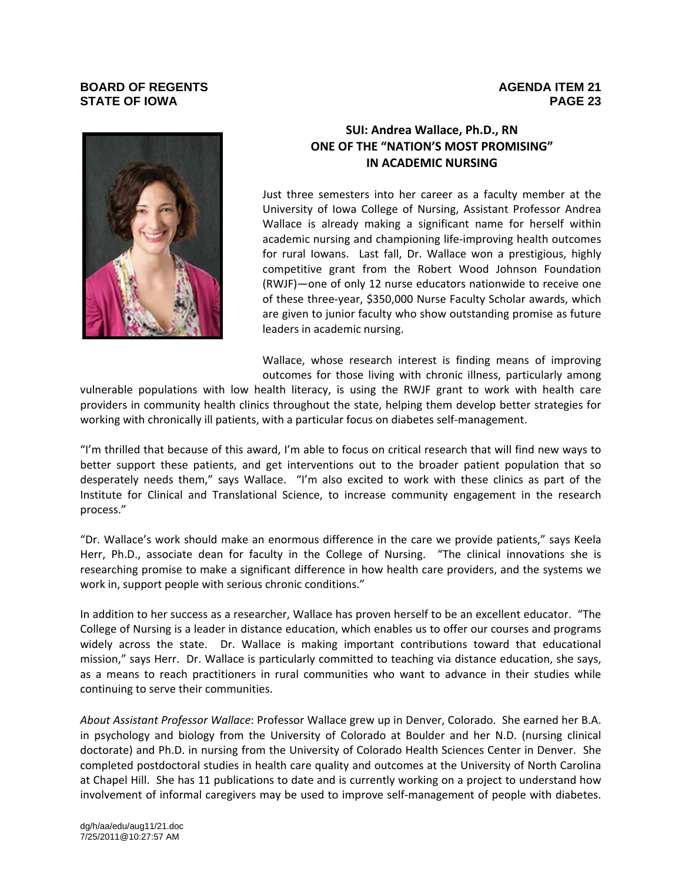## SUI: Andrea Wallace, Ph.D., RN ONE OF THE "NATION'S MOST PROMISING" IN ACADEMIC NURSING

Just three semesters into her career as a faculty member at the University of Iowa College of Nursing, Assistant Professor Andrea Wallace is already making a significant name for herself within academic nursing and championing life-improving health outcomes for rural Iowans. Last fall, Dr. Wallace won a prestigious, highly competitive grant from the Robert Wood Johnson Foundation (RWJF)—one of only 12 nurse educators nationwide to receive one of these three-year, $350,000 Nurse Faculty Scholar awards, which are given to junior faculty who show outstanding promise as future leaders in academic nursing.

Wallace, whose research interest is finding means of improving outcomes for those living with chronic illness, particularly among vulnerable populations with low health literacy, is using the RWJF grant to work with health care providers in community health clinics throughout the state, helping them develop better strategies for working with chronically ill patients, with a particular focus on diabetes self-management.

"I'm thrilled that because of this award, I'm able to focus on critical research that will find new ways to better support these patients, and get interventions out to the broader patient population that so desperately needs them," says Wallace. "I'm also excited to work with these clinics as part of the Institute for Clinical and Translational Science, to increase community engagement in the research process."

"Dr. Wallace's work should make an enormous difference in the care we provide patients," says Keela Herr, Ph.D., associate dean for faculty in the College of Nursing. "The clinical innovations she is researching promise to make a significant difference in how health care providers, and the systems we work in, support people with serious chronic conditions."

In addition to her success as a researcher, Wallace has proven herself to be an excellent educator. "The College of Nursing is a leader in distance education, which enables us to offer our courses and programs widely across the state. Dr. Wallace is making important contributions toward that educational mission," says Herr. Dr. Wallace is particularly committed to teaching via distance education, she says, as a means to reach practitioners in rural communities who want to advance in their studies while continuing to serve their communities.

*About Assistant Professor Wallace*: Professor Wallace grew up in Denver, Colorado. She earned her B.A. in psychology and biology from the University of Colorado at Boulder and her N.D. (nursing clinical doctorate) and Ph.D. in nursing from the University of Colorado Health Sciences Center in Denver. She completed postdoctoral studies in health care quality and outcomes at the University of North Carolina at Chapel Hill. She has 11 publications to date and is currently working on a project to understand how involvement of informal caregivers may be used to improve self-management of people with diabetes.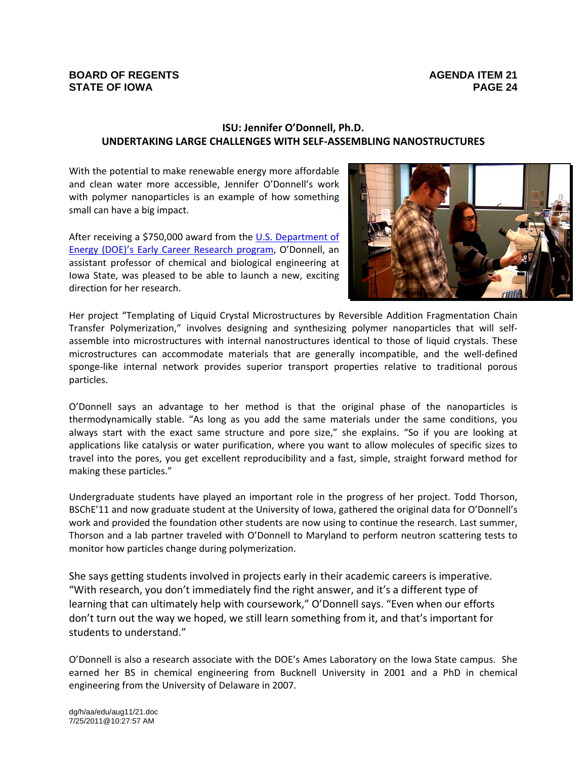## ISU: Jennifer O'Donnell, Ph.D.
## UNDERTAKING LARGE CHALLENGES WITH SELF-ASSEMBLING NANOSTRUCTURES

With the potential to make renewable energy more affordable and clean water more accessible, Jennifer O'Donnell's work with polymer nanoparticles is an example of how something small can have a big impact.

After receiving a $750,000 award from the U.S. Department of Energy (DOE)'s Early Career Research program, O'Donnell, an assistant professor of chemical and biological engineering at Iowa State, was pleased to be able to launch a new, exciting direction for her research.

Her project "Templating of Liquid Crystal Microstructures by Reversible Addition Fragmentation Chain Transfer Polymerization," involves designing and synthesizing polymer nanoparticles that will self-assemble into microstructures with internal nanostructures identical to those of liquid crystals. These microstructures can accommodate materials that are generally incompatible, and the well-defined sponge-like internal network provides superior transport properties relative to traditional porous particles.

O'Donnell says an advantage to her method is that the original phase of the nanoparticles is thermodynamically stable. "As long as you add the same materials under the same conditions, you always start with the exact same structure and pore size," she explains. "So if you are looking at applications like catalysis or water purification, where you want to allow molecules of specific sizes to travel into the pores, you get excellent reproducibility and a fast, simple, straight forward method for making these particles."

Undergraduate students have played an important role in the progress of her project. Todd Thorson, BSChE'11 and now graduate student at the University of Iowa, gathered the original data for O'Donnell's work and provided the foundation other students are now using to continue the research. Last summer, Thorson and a lab partner traveled with O'Donnell to Maryland to perform neutron scattering tests to monitor how particles change during polymerization.

She says getting students involved in projects early in their academic careers is imperative. "With research, you don't immediately find the right answer, and it's a different type of learning that can ultimately help with coursework," O'Donnell says. "Even when our efforts don't turn out the way we hoped, we still learn something from it, and that's important for students to understand."

O'Donnell is also a research associate with the DOE's Ames Laboratory on the Iowa State campus. She earned her BS in chemical engineering from Bucknell University in 2001 and a PhD in chemical engineering from the University of Delaware in 2007.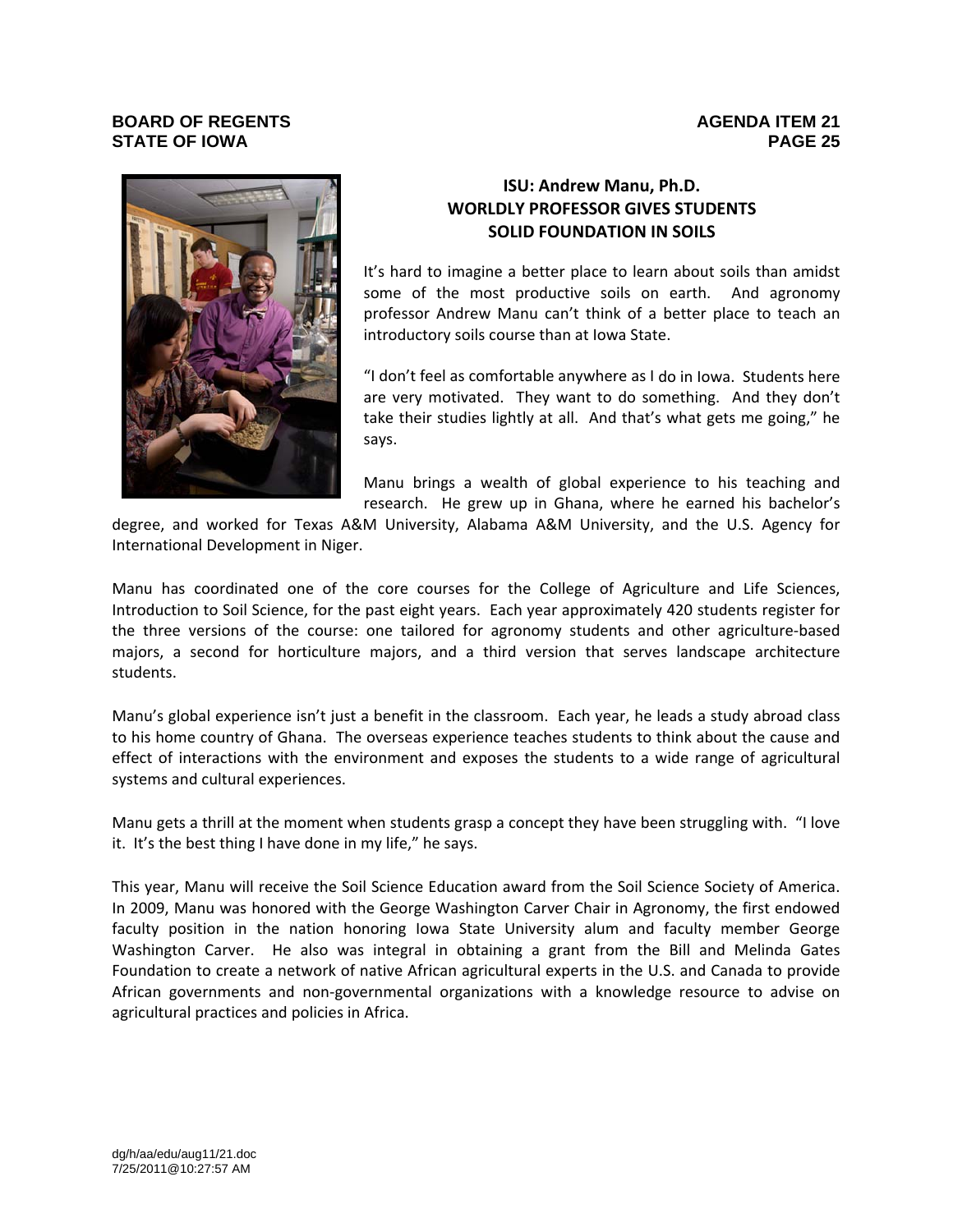## ISU: Andrew Manu, Ph.D.
## WORLDLY PROFESSOR GIVES STUDENTS SOLID FOUNDATION IN SOILS

It's hard to imagine a better place to learn about soils than amidst some of the most productive soils on earth. And agronomy professor Andrew Manu can't think of a better place to teach an introductory soils course than at Iowa State.

"I don't feel as comfortable anywhere as I do in Iowa. Students here are very motivated. They want to do something. And they don't take their studies lightly at all. And that's what gets me going," he says.

Manu brings a wealth of global experience to his teaching and research. He grew up in Ghana, where he earned his bachelor's degree, and worked for Texas A&M University, Alabama A&M University, and the U.S. Agency for International Development in Niger.

Manu has coordinated one of the core courses for the College of Agriculture and Life Sciences, Introduction to Soil Science, for the past eight years. Each year approximately 420 students register for the three versions of the course: one tailored for agronomy students and other agriculture-based majors, a second for horticulture majors, and a third version that serves landscape architecture students.

Manu's global experience isn't just a benefit in the classroom. Each year, he leads a study abroad class to his home country of Ghana. The overseas experience teaches students to think about the cause and effect of interactions with the environment and exposes the students to a wide range of agricultural systems and cultural experiences.

Manu gets a thrill at the moment when students grasp a concept they have been struggling with. "I love it. It's the best thing I have done in my life," he says.

This year, Manu will receive the Soil Science Education award from the Soil Science Society of America. In 2009, Manu was honored with the George Washington Carver Chair in Agronomy, the first endowed faculty position in the nation honoring Iowa State University alum and faculty member George Washington Carver. He also was integral in obtaining a grant from the Bill and Melinda Gates Foundation to create a network of native African agricultural experts in the U.S. and Canada to provide African governments and non-governmental organizations with a knowledge resource to advise on agricultural practices and policies in Africa.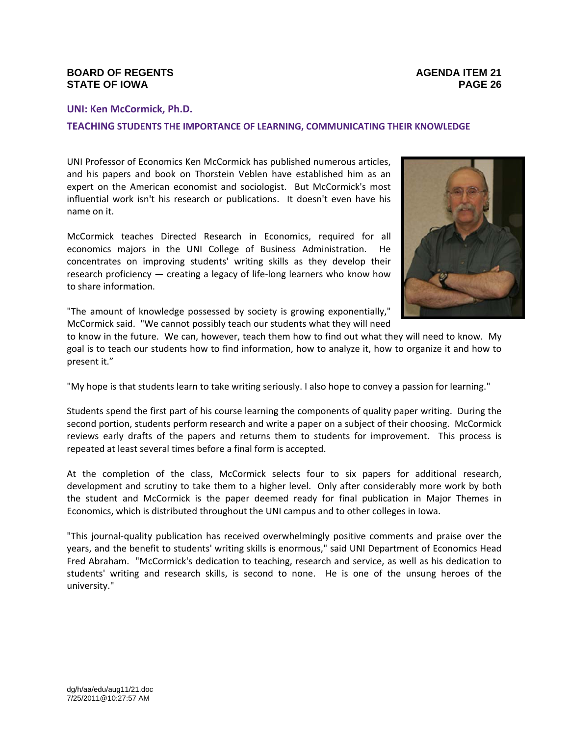## UNI: Ken McCormick, Ph.D.

### TEACHING STUDENTS THE IMPORTANCE OF LEARNING, COMMUNICATING THEIR KNOWLEDGE

UNI Professor of Economics Ken McCormick has published numerous articles, and his papers and book on Thorstein Veblen have established him as an expert on the American economist and sociologist. But McCormick's most influential work isn't his research or publications. It doesn't even have his name on it.

McCormick teaches Directed Research in Economics, required for all economics majors in the UNI College of Business Administration. He concentrates on improving students' writing skills as they develop their research proficiency — creating a legacy of life-long learners who know how to share information.

"The amount of knowledge possessed by society is growing exponentially," McCormick said. "We cannot possibly teach our students what they will need to know in the future. We can, however, teach them how to find out what they will need to know. My goal is to teach our students how to find information, how to analyze it, how to organize it and how to present it."

"My hope is that students learn to take writing seriously. I also hope to convey a passion for learning."

Students spend the first part of his course learning the components of quality paper writing. During the second portion, students perform research and write a paper on a subject of their choosing. McCormick reviews early drafts of the papers and returns them to students for improvement. This process is repeated at least several times before a final form is accepted.

At the completion of the class, McCormick selects four to six papers for additional research, development and scrutiny to take them to a higher level. Only after considerably more work by both the student and McCormick is the paper deemed ready for final publication in Major Themes in Economics, which is distributed throughout the UNI campus and to other colleges in Iowa.

"This journal-quality publication has received overwhelmingly positive comments and praise over the years, and the benefit to students' writing skills is enormous," said UNI Department of Economics Head Fred Abraham. "McCormick's dedication to teaching, research and service, as well as his dedication to students' writing and research skills, is second to none. He is one of the unsung heroes of the university."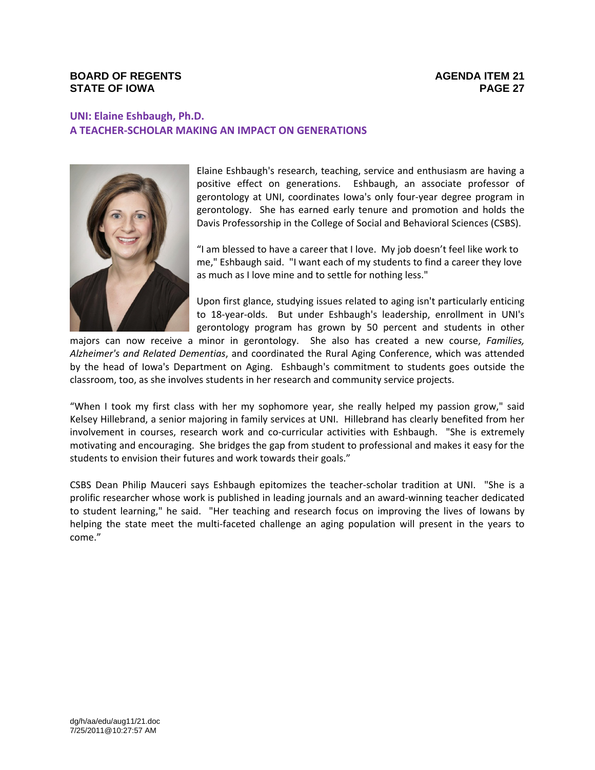## UNI: Elaine Eshbaugh, Ph.D.
## A TEACHER-SCHOLAR MAKING AN IMPACT ON GENERATIONS

Elaine Eshbaugh's research, teaching, service and enthusiasm are having a positive effect on generations. Eshbaugh, an associate professor of gerontology at UNI, coordinates Iowa's only four-year degree program in gerontology. She has earned early tenure and promotion and holds the Davis Professorship in the College of Social and Behavioral Sciences (CSBS).

"I am blessed to have a career that I love. My job doesn't feel like work to me," Eshbaugh said. "I want each of my students to find a career they love as much as I love mine and to settle for nothing less."

Upon first glance, studying issues related to aging isn't particularly enticing to 18-year-olds. But under Eshbaugh's leadership, enrollment in UNI's gerontology program has grown by 50 percent and students in other majors can now receive a minor in gerontology. She also has created a new course, *Families, Alzheimer's and Related Dementias*, and coordinated the Rural Aging Conference, which was attended by the head of Iowa's Department on Aging. Eshbaugh's commitment to students goes outside the classroom, too, as she involves students in her research and community service projects.

"When I took my first class with her my sophomore year, she really helped my passion grow," said Kelsey Hillebrand, a senior majoring in family services at UNI. Hillebrand has clearly benefited from her involvement in courses, research work and co-curricular activities with Eshbaugh. "She is extremely motivating and encouraging. She bridges the gap from student to professional and makes it easy for the students to envision their futures and work towards their goals."

CSBS Dean Philip Mauceri says Eshbaugh epitomizes the teacher-scholar tradition at UNI. "She is a prolific researcher whose work is published in leading journals and an award-winning teacher dedicated to student learning," he said. "Her teaching and research focus on improving the lives of Iowans by helping the state meet the multi-faceted challenge an aging population will present in the years to come."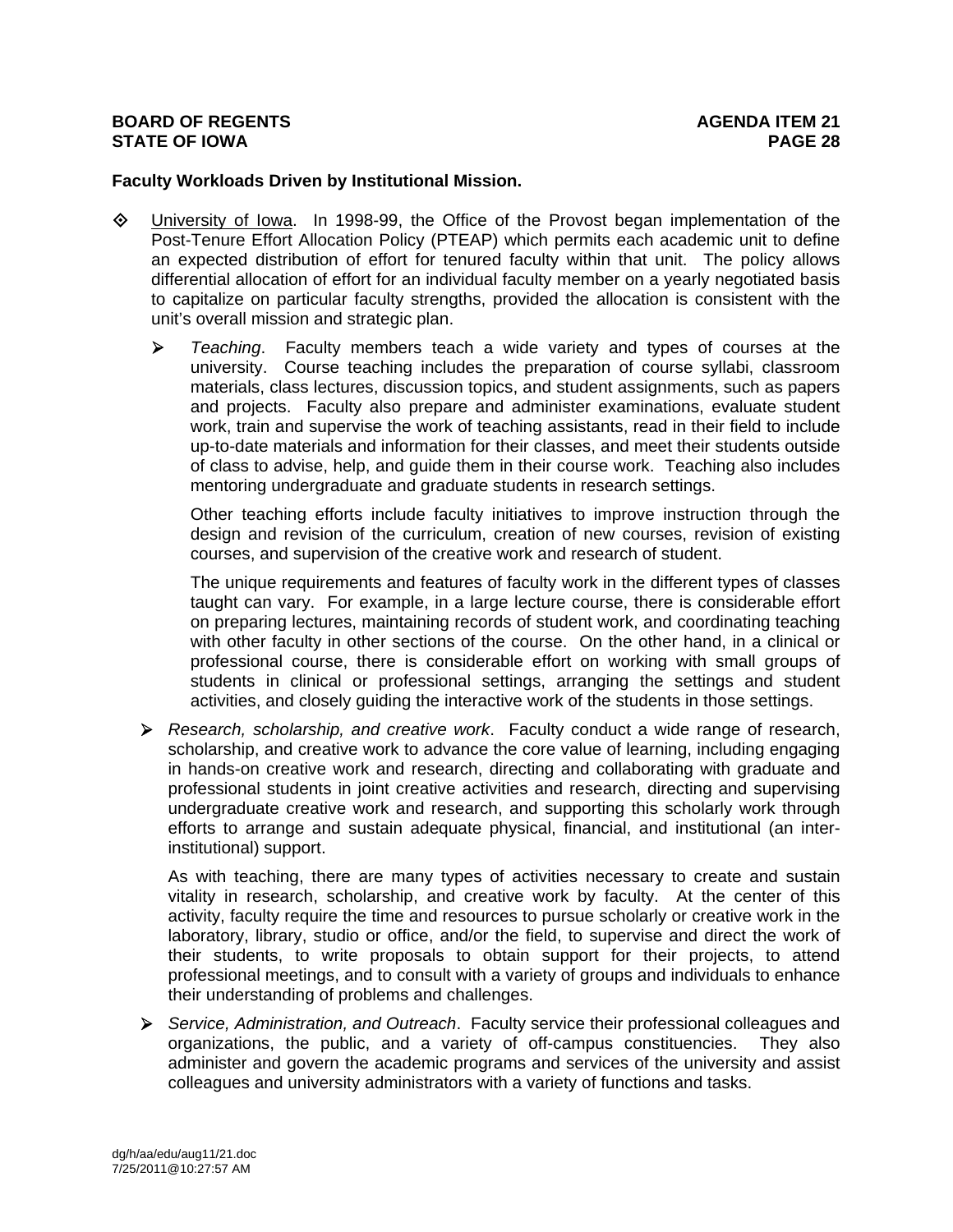**Faculty Workloads Driven by Institutional Mission.**

- University of Iowa. In 1998-99, the Office of the Provost began implementation of the Post-Tenure Effort Allocation Policy (PTEAP) which permits each academic unit to define an expected distribution of effort for tenured faculty within that unit. The policy allows differential allocation of effort for an individual faculty member on a yearly negotiated basis to capitalize on particular faculty strengths, provided the allocation is consistent with the unit's overall mission and strategic plan.

  - *Teaching*. Faculty members teach a wide variety and types of courses at the university. Course teaching includes the preparation of course syllabi, classroom materials, class lectures, discussion topics, and student assignments, such as papers and projects. Faculty also prepare and administer examinations, evaluate student work, train and supervise the work of teaching assistants, read in their field to include up-to-date materials and information for their classes, and meet their students outside of class to advise, help, and guide them in their course work. Teaching also includes mentoring undergraduate and graduate students in research settings.

    Other teaching efforts include faculty initiatives to improve instruction through the design and revision of the curriculum, creation of new courses, revision of existing courses, and supervision of the creative work and research of student.

    The unique requirements and features of faculty work in the different types of classes taught can vary. For example, in a large lecture course, there is considerable effort on preparing lectures, maintaining records of student work, and coordinating teaching with other faculty in other sections of the course. On the other hand, in a clinical or professional course, there is considerable effort on working with small groups of students in clinical or professional settings, arranging the settings and student activities, and closely guiding the interactive work of the students in those settings.

  - *Research, scholarship, and creative work*. Faculty conduct a wide range of research, scholarship, and creative work to advance the core value of learning, including engaging in hands-on creative work and research, directing and collaborating with graduate and professional students in joint creative activities and research, directing and supervising undergraduate creative work and research, and supporting this scholarly work through efforts to arrange and sustain adequate physical, financial, and institutional (an inter-institutional) support.

    As with teaching, there are many types of activities necessary to create and sustain vitality in research, scholarship, and creative work by faculty. At the center of this activity, faculty require the time and resources to pursue scholarly or creative work in the laboratory, library, studio or office, and/or the field, to supervise and direct the work of their students, to write proposals to obtain support for their projects, to attend professional meetings, and to consult with a variety of groups and individuals to enhance their understanding of problems and challenges.

  - *Service, Administration, and Outreach*. Faculty service their professional colleagues and organizations, the public, and a variety of off-campus constituencies. They also administer and govern the academic programs and services of the university and assist colleagues and university administrators with a variety of functions and tasks.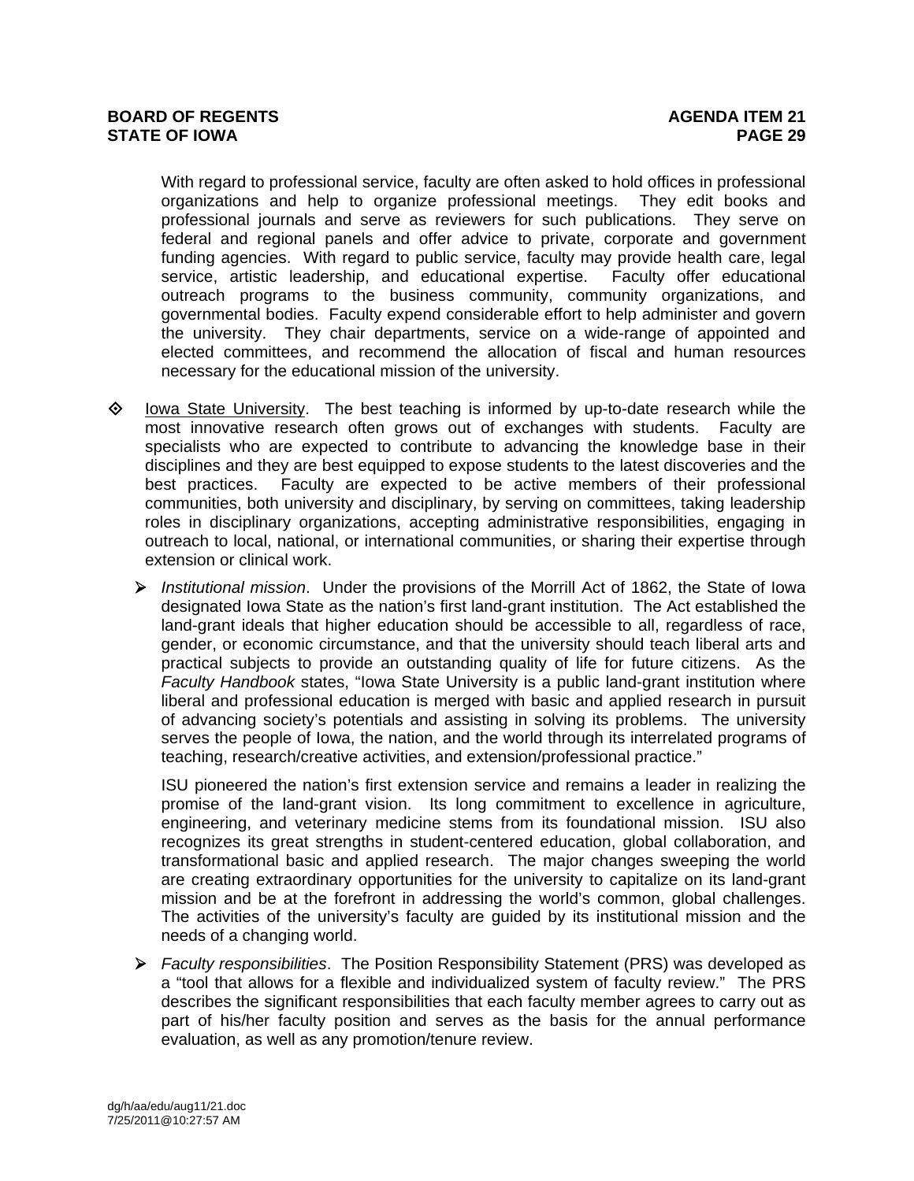With regard to professional service, faculty are often asked to hold offices in professional organizations and help to organize professional meetings. They edit books and professional journals and serve as reviewers for such publications. They serve on federal and regional panels and offer advice to private, corporate and government funding agencies. With regard to public service, faculty may provide health care, legal service, artistic leadership, and educational expertise. Faculty offer educational outreach programs to the business community, community organizations, and governmental bodies. Faculty expend considerable effort to help administer and govern the university. They chair departments, service on a wide-range of appointed and elected committees, and recommend the allocation of fiscal and human resources necessary for the educational mission of the university.

- Iowa State University. The best teaching is informed by up-to-date research while the most innovative research often grows out of exchanges with students. Faculty are specialists who are expected to contribute to advancing the knowledge base in their disciplines and they are best equipped to expose students to the latest discoveries and the best practices. Faculty are expected to be active members of their professional communities, both university and disciplinary, by serving on committees, taking leadership roles in disciplinary organizations, accepting administrative responsibilities, engaging in outreach to local, national, or international communities, or sharing their expertise through extension or clinical work.

  - *Institutional mission*. Under the provisions of the Morrill Act of 1862, the State of Iowa designated Iowa State as the nation's first land-grant institution. The Act established the land-grant ideals that higher education should be accessible to all, regardless of race, gender, or economic circumstance, and that the university should teach liberal arts and practical subjects to provide an outstanding quality of life for future citizens. As the *Faculty Handbook* states, "Iowa State University is a public land-grant institution where liberal and professional education is merged with basic and applied research in pursuit of advancing society's potentials and assisting in solving its problems. The university serves the people of Iowa, the nation, and the world through its interrelated programs of teaching, research/creative activities, and extension/professional practice."

    ISU pioneered the nation's first extension service and remains a leader in realizing the promise of the land-grant vision. Its long commitment to excellence in agriculture, engineering, and veterinary medicine stems from its foundational mission. ISU also recognizes its great strengths in student-centered education, global collaboration, and transformational basic and applied research. The major changes sweeping the world are creating extraordinary opportunities for the university to capitalize on its land-grant mission and be at the forefront in addressing the world's common, global challenges. The activities of the university's faculty are guided by its institutional mission and the needs of a changing world.

  - *Faculty responsibilities*. The Position Responsibility Statement (PRS) was developed as a "tool that allows for a flexible and individualized system of faculty review." The PRS describes the significant responsibilities that each faculty member agrees to carry out as part of his/her faculty position and serves as the basis for the annual performance evaluation, as well as any promotion/tenure review.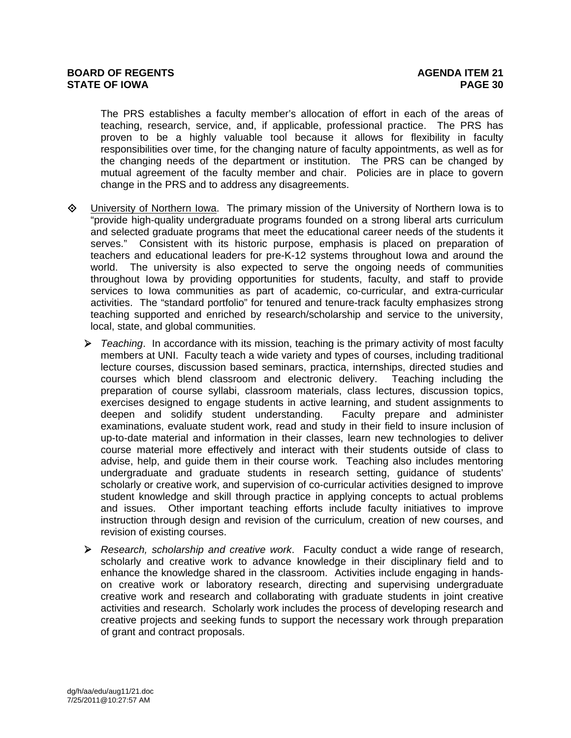The PRS establishes a faculty member's allocation of effort in each of the areas of teaching, research, service, and, if applicable, professional practice. The PRS has proven to be a highly valuable tool because it allows for flexibility in faculty responsibilities over time, for the changing nature of faculty appointments, as well as for the changing needs of the department or institution. The PRS can be changed by mutual agreement of the faculty member and chair. Policies are in place to govern change in the PRS and to address any disagreements.

- University of Northern Iowa. The primary mission of the University of Northern Iowa is to "provide high-quality undergraduate programs founded on a strong liberal arts curriculum and selected graduate programs that meet the educational career needs of the students it serves." Consistent with its historic purpose, emphasis is placed on preparation of teachers and educational leaders for pre-K-12 systems throughout Iowa and around the world. The university is also expected to serve the ongoing needs of communities throughout Iowa by providing opportunities for students, faculty, and staff to provide services to Iowa communities as part of academic, co-curricular, and extra-curricular activities. The "standard portfolio" for tenured and tenure-track faculty emphasizes strong teaching supported and enriched by research/scholarship and service to the university, local, state, and global communities.

  - *Teaching*. In accordance with its mission, teaching is the primary activity of most faculty members at UNI. Faculty teach a wide variety and types of courses, including traditional lecture courses, discussion based seminars, practica, internships, directed studies and courses which blend classroom and electronic delivery. Teaching including the preparation of course syllabi, classroom materials, class lectures, discussion topics, exercises designed to engage students in active learning, and student assignments to deepen and solidify student understanding. Faculty prepare and administer examinations, evaluate student work, read and study in their field to insure inclusion of up-to-date material and information in their classes, learn new technologies to deliver course material more effectively and interact with their students outside of class to advise, help, and guide them in their course work. Teaching also includes mentoring undergraduate and graduate students in research setting, guidance of students' scholarly or creative work, and supervision of co-curricular activities designed to improve student knowledge and skill through practice in applying concepts to actual problems and issues. Other important teaching efforts include faculty initiatives to improve instruction through design and revision of the curriculum, creation of new courses, and revision of existing courses.

  - *Research, scholarship and creative work*. Faculty conduct a wide range of research, scholarly and creative work to advance knowledge in their disciplinary field and to enhance the knowledge shared in the classroom. Activities include engaging in hands-on creative work or laboratory research, directing and supervising undergraduate creative work and research and collaborating with graduate students in joint creative activities and research. Scholarly work includes the process of developing research and creative projects and seeking funds to support the necessary work through preparation of grant and contract proposals.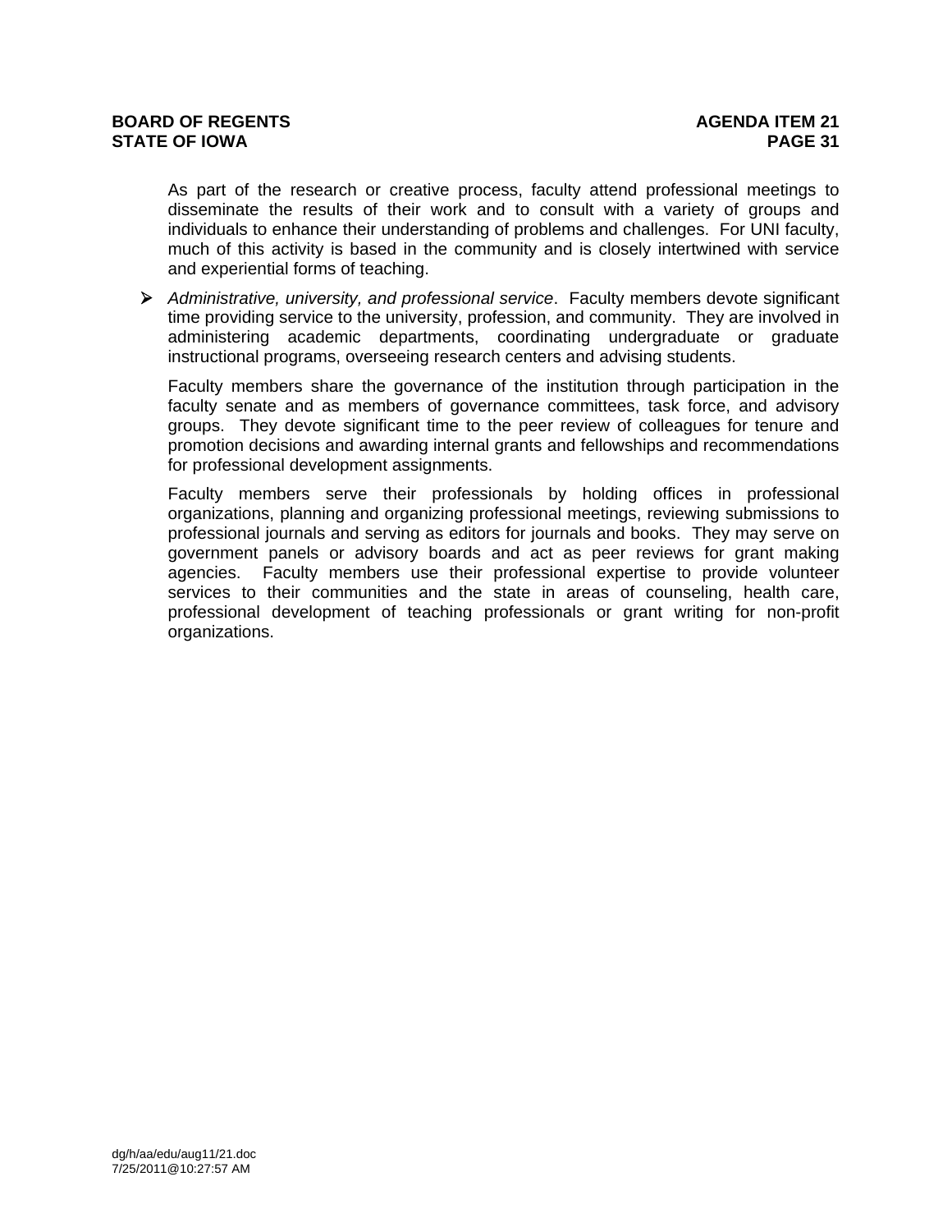As part of the research or creative process, faculty attend professional meetings to disseminate the results of their work and to consult with a variety of groups and individuals to enhance their understanding of problems and challenges. For UNI faculty, much of this activity is based in the community and is closely intertwined with service and experiential forms of teaching.

- *Administrative, university, and professional service*. Faculty members devote significant time providing service to the university, profession, and community. They are involved in administering academic departments, coordinating undergraduate or graduate instructional programs, overseeing research centers and advising students.

  Faculty members share the governance of the institution through participation in the faculty senate and as members of governance committees, task force, and advisory groups. They devote significant time to the peer review of colleagues for tenure and promotion decisions and awarding internal grants and fellowships and recommendations for professional development assignments.

  Faculty members serve their professionals by holding offices in professional organizations, planning and organizing professional meetings, reviewing submissions to professional journals and serving as editors for journals and books. They may serve on government panels or advisory boards and act as peer reviews for grant making agencies. Faculty members use their professional expertise to provide volunteer services to their communities and the state in areas of counseling, health care, professional development of teaching professionals or grant writing for non-profit organizations.